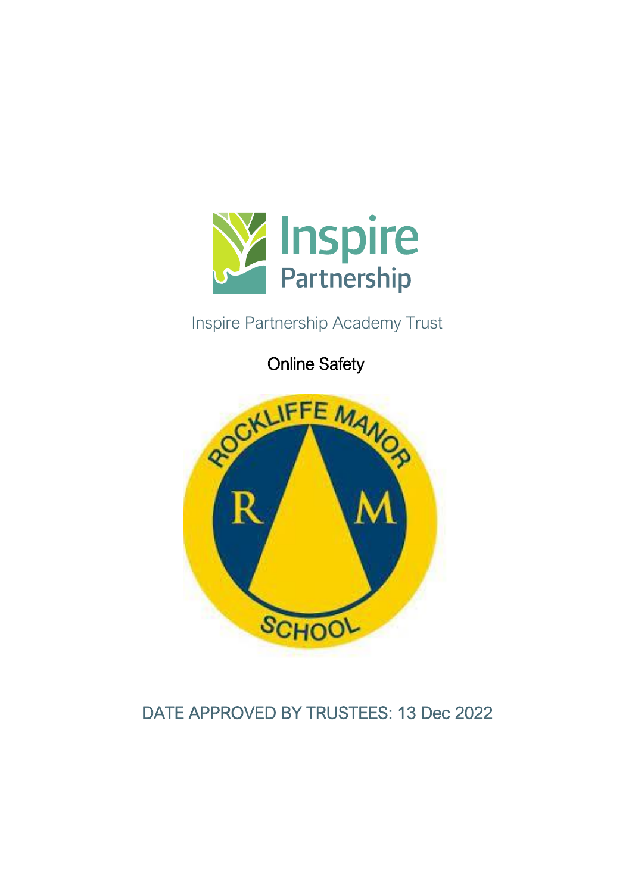Inspire Partnership

Inspire Partnership Academy Trust

# Online Safety

ROCKLIFFE MANOR SCHOOL

DATE APPROVED BY TRUSTEES: 13 Dec 2022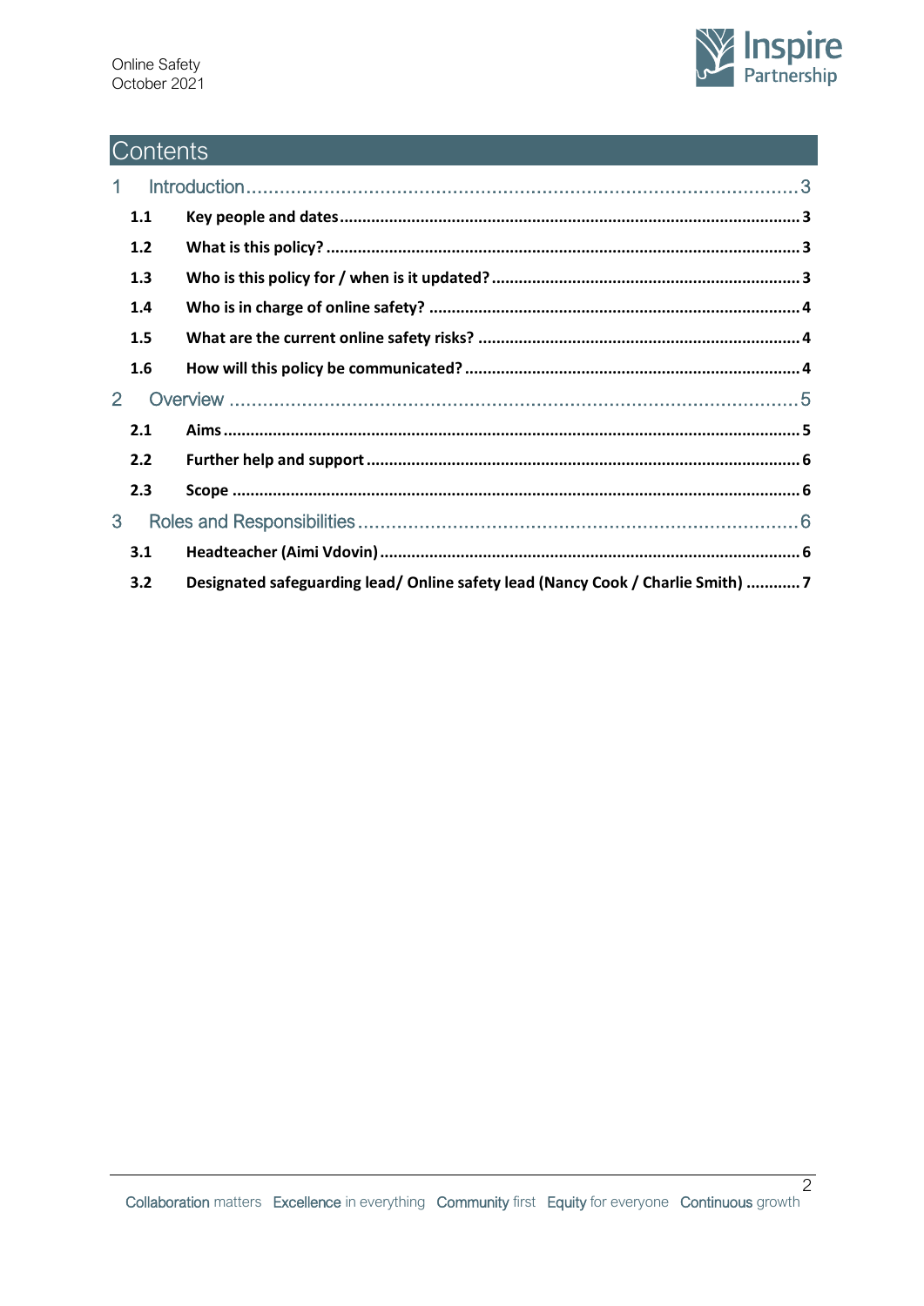# Contents

1 Introduction ... 3
- 1.1 Key people and dates ... 3
- 1.2 What is this policy? ... 3
- 1.3 Who is this policy for / when is it updated? ... 3
- 1.4 Who is in charge of online safety? ... 4
- 1.5 What are the current online safety risks? ... 4
- 1.6 How will this policy be communicated? ... 4

2 Overview ... 5
- 2.1 Aims ... 5
- 2.2 Further help and support ... 6
- 2.3 Scope ... 6

3 Roles and Responsibilities ... 6
- 3.1 Headteacher (Aimi Vdovin) ... 6
- 3.2 Designated safeguarding lead/ Online safety lead (Nancy Cook / Charlie Smith) ... 7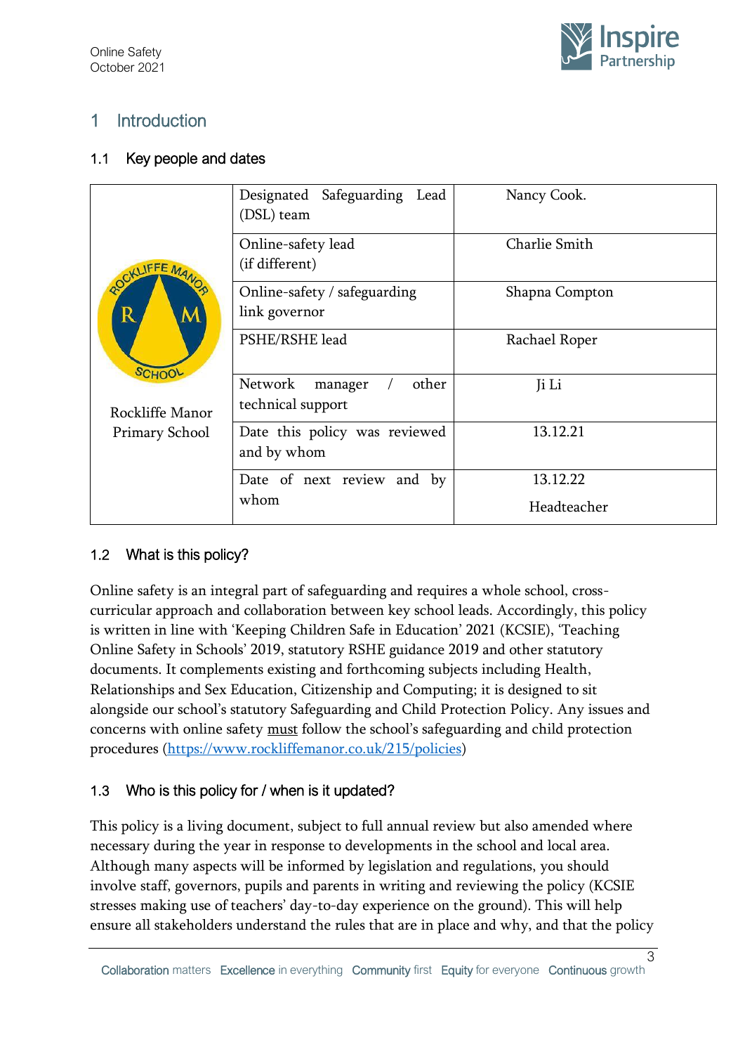# 1 Introduction

## 1.1 Key people and dates

| | | |
|---|---|---|
| Rockliffe Manor Primary School | Designated Safeguarding Lead (DSL) team | Nancy Cook. |
| | Online-safety lead (if different) | Charlie Smith |
| | Online-safety / safeguarding link governor | Shapna Compton |
| | PSHE/RSHE lead | Rachael Roper |
| | Network manager / other technical support | Ji Li |
| | Date this policy was reviewed and by whom | 13.12.21 |
| | Date of next review and by whom | 13.12.22 Headteacher |

## 1.2 What is this policy?

Online safety is an integral part of safeguarding and requires a whole school, cross-curricular approach and collaboration between key school leads. Accordingly, this policy is written in line with 'Keeping Children Safe in Education' 2021 (KCSIE), 'Teaching Online Safety in Schools' 2019, statutory RSHE guidance 2019 and other statutory documents. It complements existing and forthcoming subjects including Health, Relationships and Sex Education, Citizenship and Computing; it is designed to sit alongside our school's statutory Safeguarding and Child Protection Policy. Any issues and concerns with online safety must follow the school's safeguarding and child protection procedures (https://www.rockliffemanor.co.uk/215/policies)

## 1.3 Who is this policy for / when is it updated?

This policy is a living document, subject to full annual review but also amended where necessary during the year in response to developments in the school and local area. Although many aspects will be informed by legislation and regulations, you should involve staff, governors, pupils and parents in writing and reviewing the policy (KCSIE stresses making use of teachers' day-to-day experience on the ground). This will help ensure all stakeholders understand the rules that are in place and why, and that the policy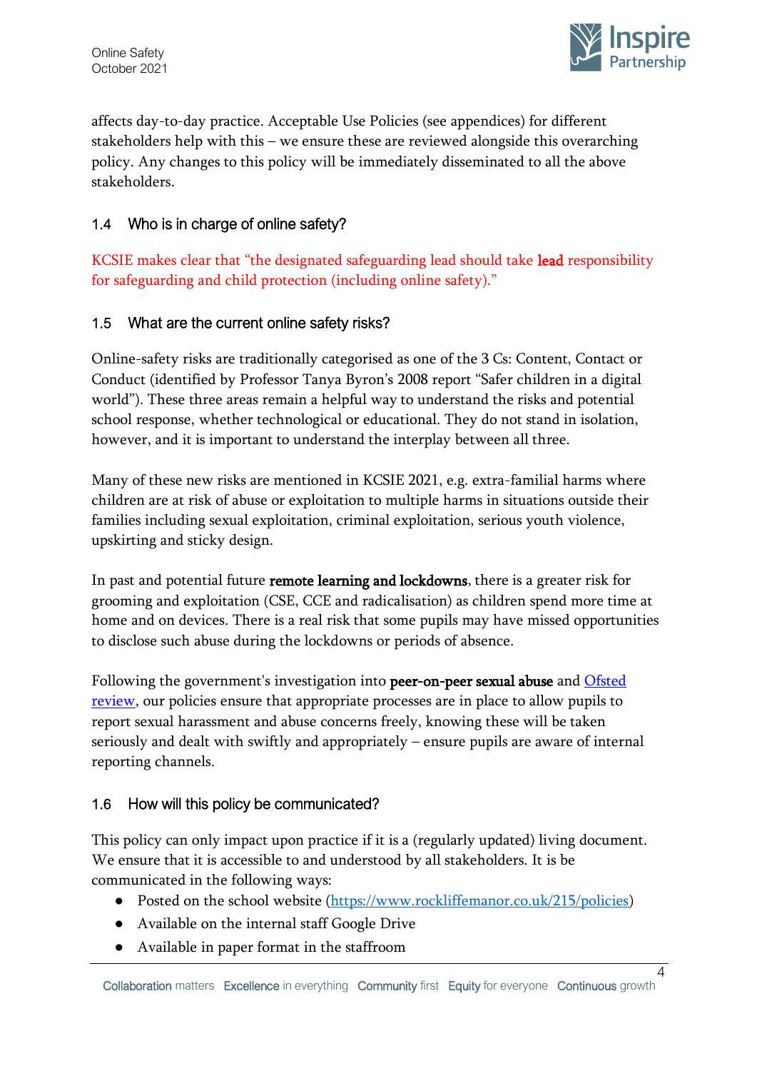affects day-to-day practice. Acceptable Use Policies (see appendices) for different stakeholders help with this – we ensure these are reviewed alongside this overarching policy. Any changes to this policy will be immediately disseminated to all the above stakeholders.

### 1.4 Who is in charge of online safety?

KCSIE makes clear that "the designated safeguarding lead should take **lead** responsibility for safeguarding and child protection (including online safety)."

### 1.5 What are the current online safety risks?

Online-safety risks are traditionally categorised as one of the 3 Cs: Content, Contact or Conduct (identified by Professor Tanya Byron's 2008 report "Safer children in a digital world"). These three areas remain a helpful way to understand the risks and potential school response, whether technological or educational. They do not stand in isolation, however, and it is important to understand the interplay between all three.

Many of these new risks are mentioned in KCSIE 2021, e.g. extra-familial harms where children are at risk of abuse or exploitation to multiple harms in situations outside their families including sexual exploitation, criminal exploitation, serious youth violence, upskirting and sticky design.

In past and potential future **remote learning and lockdowns**, there is a greater risk for grooming and exploitation (CSE, CCE and radicalisation) as children spend more time at home and on devices. There is a real risk that some pupils may have missed opportunities to disclose such abuse during the lockdowns or periods of absence.

Following the government's investigation into **peer-on-peer sexual abuse** and [Ofsted review](), our policies ensure that appropriate processes are in place to allow pupils to report sexual harassment and abuse concerns freely, knowing these will be taken seriously and dealt with swiftly and appropriately – ensure pupils are aware of internal reporting channels.

### 1.6 How will this policy be communicated?

This policy can only impact upon practice if it is a (regularly updated) living document. We ensure that it is accessible to and understood by all stakeholders. It is be communicated in the following ways:

- Posted on the school website (https://www.rockliffemanor.co.uk/215/policies)
- Available on the internal staff Google Drive
- Available in paper format in the staffroom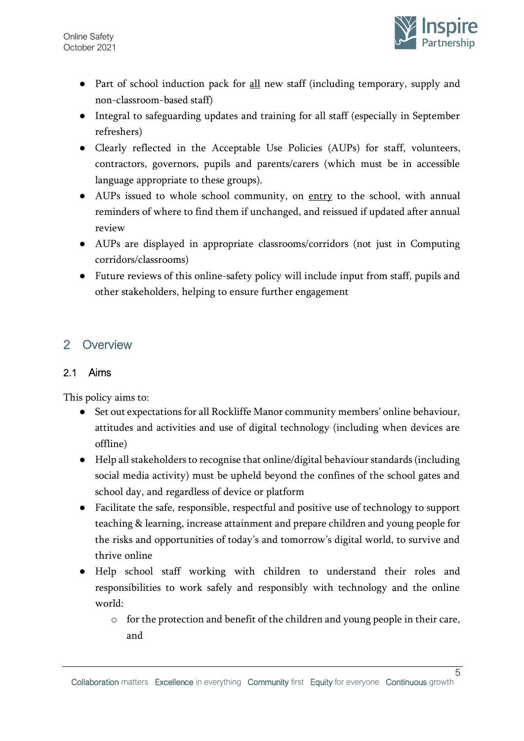- Part of school induction pack for <u>all</u> new staff (including temporary, supply and non-classroom-based staff)
- Integral to safeguarding updates and training for all staff (especially in September refreshers)
- Clearly reflected in the Acceptable Use Policies (AUPs) for staff, volunteers, contractors, governors, pupils and parents/carers (which must be in accessible language appropriate to these groups).
- AUPs issued to whole school community, on <u>entry</u> to the school, with annual reminders of where to find them if unchanged, and reissued if updated after annual review
- AUPs are displayed in appropriate classrooms/corridors (not just in Computing corridors/classrooms)
- Future reviews of this online-safety policy will include input from staff, pupils and other stakeholders, helping to ensure further engagement

## 2 Overview

### 2.1 Aims

This policy aims to:

- Set out expectations for all Rockliffe Manor community members' online behaviour, attitudes and activities and use of digital technology (including when devices are offline)
- Help all stakeholders to recognise that online/digital behaviour standards (including social media activity) must be upheld beyond the confines of the school gates and school day, and regardless of device or platform
- Facilitate the safe, responsible, respectful and positive use of technology to support teaching & learning, increase attainment and prepare children and young people for the risks and opportunities of today's and tomorrow's digital world, to survive and thrive online
- Help school staff working with children to understand their roles and responsibilities to work safely and responsibly with technology and the online world:
    - for the protection and benefit of the children and young people in their care, and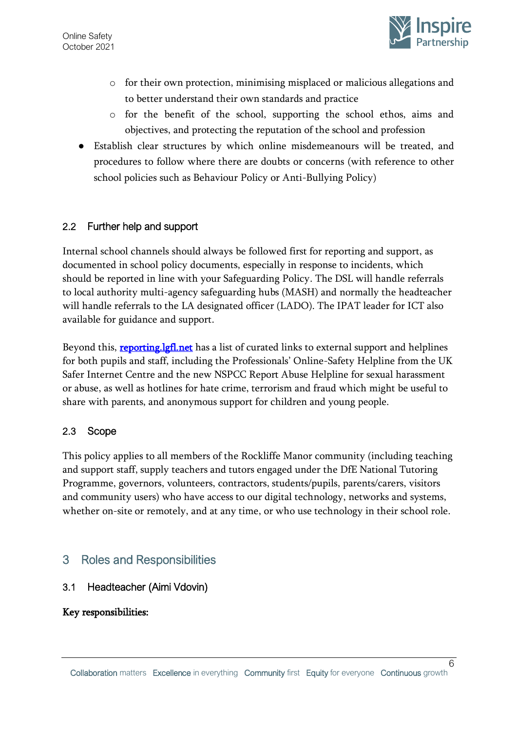- for their own protection, minimising misplaced or malicious allegations and to better understand their own standards and practice
    - for the benefit of the school, supporting the school ethos, aims and objectives, and protecting the reputation of the school and profession
- Establish clear structures by which online misdemeanours will be treated, and procedures to follow where there are doubts or concerns (with reference to other school policies such as Behaviour Policy or Anti-Bullying Policy)

### 2.2 Further help and support

Internal school channels should always be followed first for reporting and support, as documented in school policy documents, especially in response to incidents, which should be reported in line with your Safeguarding Policy. The DSL will handle referrals to local authority multi-agency safeguarding hubs (MASH) and normally the headteacher will handle referrals to the LA designated officer (LADO). The IPAT leader for ICT also available for guidance and support.

Beyond this, **[reporting.lgfl.net](https://reporting.lgfl.net)** has a list of curated links to external support and helplines for both pupils and staff, including the Professionals' Online-Safety Helpline from the UK Safer Internet Centre and the new NSPCC Report Abuse Helpline for sexual harassment or abuse, as well as hotlines for hate crime, terrorism and fraud which might be useful to share with parents, and anonymous support for children and young people.

### 2.3 Scope

This policy applies to all members of the Rockliffe Manor community (including teaching and support staff, supply teachers and tutors engaged under the DfE National Tutoring Programme, governors, volunteers, contractors, students/pupils, parents/carers, visitors and community users) who have access to our digital technology, networks and systems, whether on-site or remotely, and at any time, or who use technology in their school role.

## 3 Roles and Responsibilities

### 3.1 Headteacher (Aimi Vdovin)

**Key responsibilities:**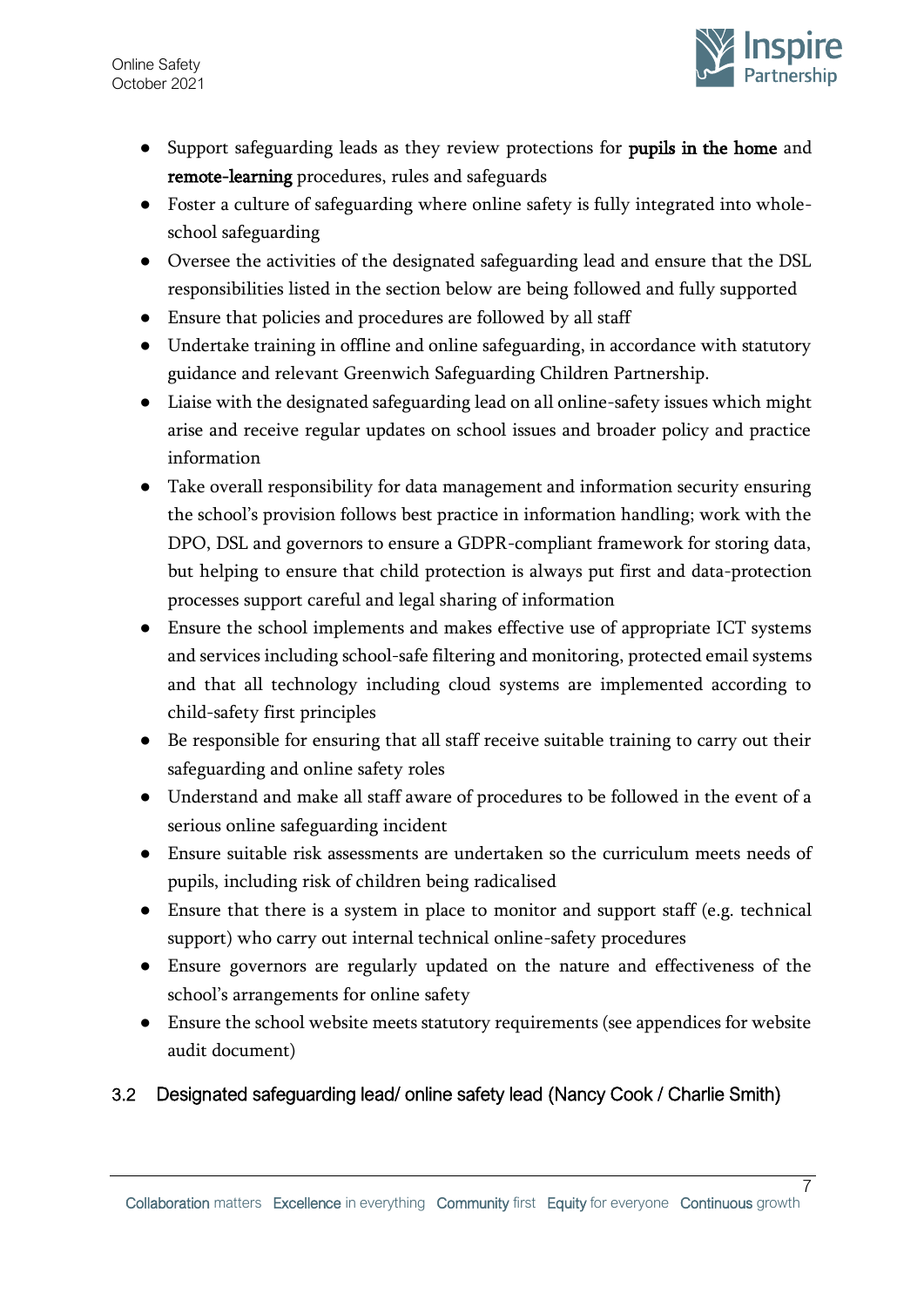- Support safeguarding leads as they review protections for **pupils in the home** and **remote-learning** procedures, rules and safeguards
- Foster a culture of safeguarding where online safety is fully integrated into whole-school safeguarding
- Oversee the activities of the designated safeguarding lead and ensure that the DSL responsibilities listed in the section below are being followed and fully supported
- Ensure that policies and procedures are followed by all staff
- Undertake training in offline and online safeguarding, in accordance with statutory guidance and relevant Greenwich Safeguarding Children Partnership.
- Liaise with the designated safeguarding lead on all online-safety issues which might arise and receive regular updates on school issues and broader policy and practice information
- Take overall responsibility for data management and information security ensuring the school's provision follows best practice in information handling; work with the DPO, DSL and governors to ensure a GDPR-compliant framework for storing data, but helping to ensure that child protection is always put first and data-protection processes support careful and legal sharing of information
- Ensure the school implements and makes effective use of appropriate ICT systems and services including school-safe filtering and monitoring, protected email systems and that all technology including cloud systems are implemented according to child-safety first principles
- Be responsible for ensuring that all staff receive suitable training to carry out their safeguarding and online safety roles
- Understand and make all staff aware of procedures to be followed in the event of a serious online safeguarding incident
- Ensure suitable risk assessments are undertaken so the curriculum meets needs of pupils, including risk of children being radicalised
- Ensure that there is a system in place to monitor and support staff (e.g. technical support) who carry out internal technical online-safety procedures
- Ensure governors are regularly updated on the nature and effectiveness of the school's arrangements for online safety
- Ensure the school website meets statutory requirements (see appendices for website audit document)

## 3.2 Designated safeguarding lead/ online safety lead (Nancy Cook / Charlie Smith)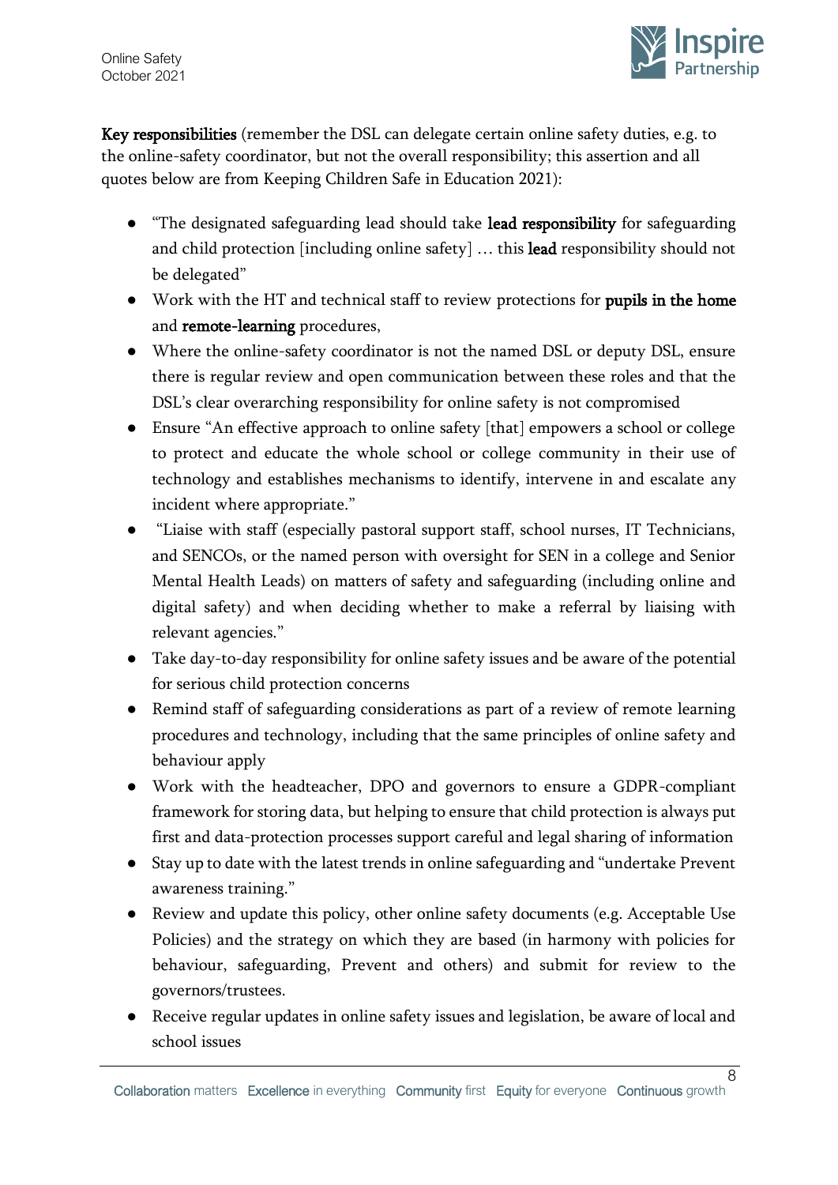**Key responsibilities** (remember the DSL can delegate certain online safety duties, e.g. to the online-safety coordinator, but not the overall responsibility; this assertion and all quotes below are from Keeping Children Safe in Education 2021):

- "The designated safeguarding lead should take **lead responsibility** for safeguarding and child protection [including online safety] … this **lead** responsibility should not be delegated"
- Work with the HT and technical staff to review protections for **pupils in the home** and **remote-learning** procedures,
- Where the online-safety coordinator is not the named DSL or deputy DSL, ensure there is regular review and open communication between these roles and that the DSL's clear overarching responsibility for online safety is not compromised
- Ensure "An effective approach to online safety [that] empowers a school or college to protect and educate the whole school or college community in their use of technology and establishes mechanisms to identify, intervene in and escalate any incident where appropriate."
- "Liaise with staff (especially pastoral support staff, school nurses, IT Technicians, and SENCOs, or the named person with oversight for SEN in a college and Senior Mental Health Leads) on matters of safety and safeguarding (including online and digital safety) and when deciding whether to make a referral by liaising with relevant agencies."
- Take day-to-day responsibility for online safety issues and be aware of the potential for serious child protection concerns
- Remind staff of safeguarding considerations as part of a review of remote learning procedures and technology, including that the same principles of online safety and behaviour apply
- Work with the headteacher, DPO and governors to ensure a GDPR-compliant framework for storing data, but helping to ensure that child protection is always put first and data-protection processes support careful and legal sharing of information
- Stay up to date with the latest trends in online safeguarding and "undertake Prevent awareness training."
- Review and update this policy, other online safety documents (e.g. Acceptable Use Policies) and the strategy on which they are based (in harmony with policies for behaviour, safeguarding, Prevent and others) and submit for review to the governors/trustees.
- Receive regular updates in online safety issues and legislation, be aware of local and school issues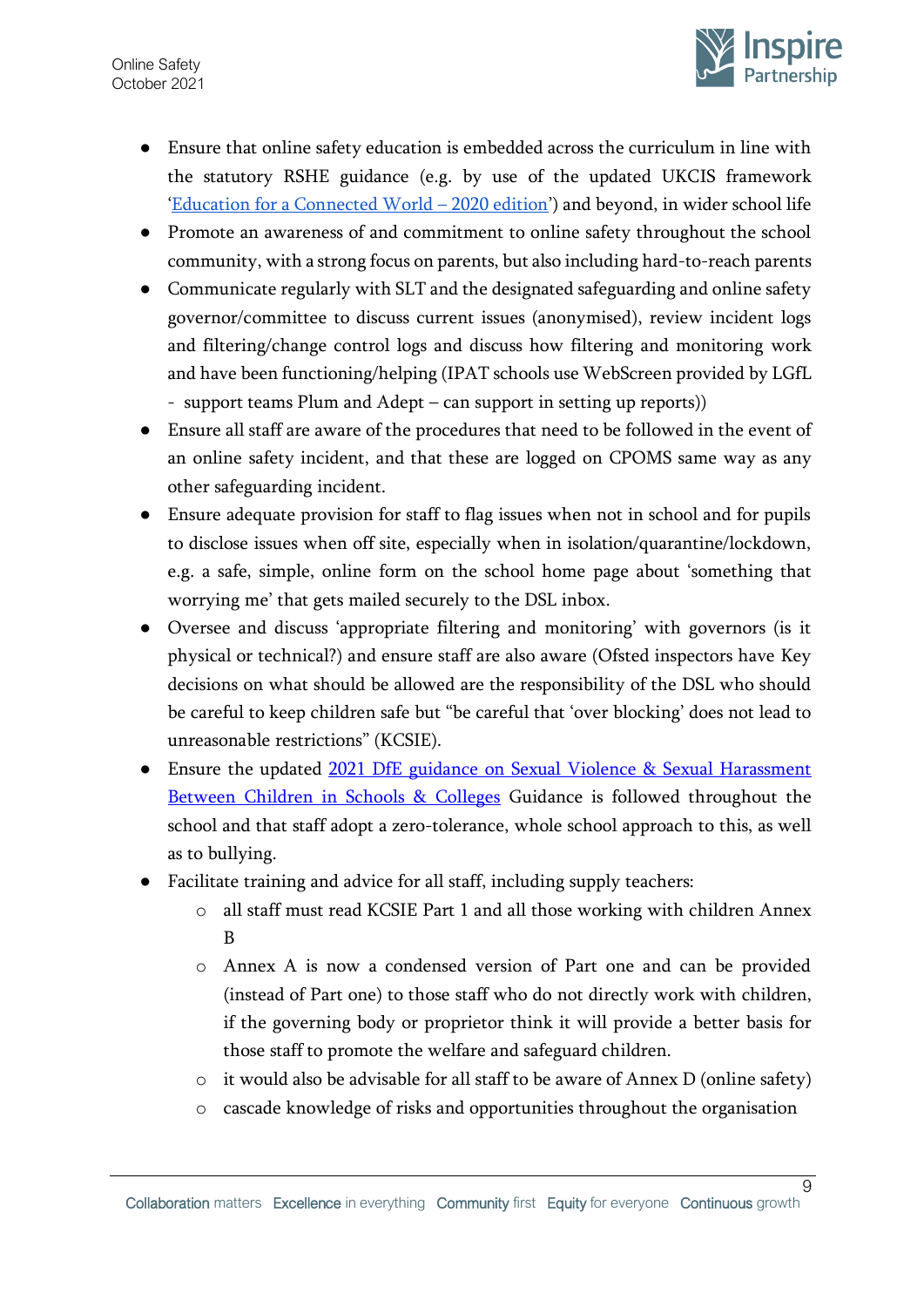- Ensure that online safety education is embedded across the curriculum in line with the statutory RSHE guidance (e.g. by use of the updated UKCIS framework '[Education for a Connected World – 2020 edition]()') and beyond, in wider school life
- Promote an awareness of and commitment to online safety throughout the school community, with a strong focus on parents, but also including hard-to-reach parents
- Communicate regularly with SLT and the designated safeguarding and online safety governor/committee to discuss current issues (anonymised), review incident logs and filtering/change control logs and discuss how filtering and monitoring work and have been functioning/helping (IPAT schools use WebScreen provided by LGfL - support teams Plum and Adept – can support in setting up reports))
- Ensure all staff are aware of the procedures that need to be followed in the event of an online safety incident, and that these are logged on CPOMS same way as any other safeguarding incident.
- Ensure adequate provision for staff to flag issues when not in school and for pupils to disclose issues when off site, especially when in isolation/quarantine/lockdown, e.g. a safe, simple, online form on the school home page about 'something that worrying me' that gets mailed securely to the DSL inbox.
- Oversee and discuss 'appropriate filtering and monitoring' with governors (is it physical or technical?) and ensure staff are also aware (Ofsted inspectors have Key decisions on what should be allowed are the responsibility of the DSL who should be careful to keep children safe but "be careful that 'over blocking' does not lead to unreasonable restrictions" (KCSIE).
- Ensure the updated [2021 DfE guidance on Sexual Violence & Sexual Harassment Between Children in Schools & Colleges]() Guidance is followed throughout the school and that staff adopt a zero-tolerance, whole school approach to this, as well as to bullying.
- Facilitate training and advice for all staff, including supply teachers:
  - all staff must read KCSIE Part 1 and all those working with children Annex B
  - Annex A is now a condensed version of Part one and can be provided (instead of Part one) to those staff who do not directly work with children, if the governing body or proprietor think it will provide a better basis for those staff to promote the welfare and safeguard children.
  - it would also be advisable for all staff to be aware of Annex D (online safety)
  - cascade knowledge of risks and opportunities throughout the organisation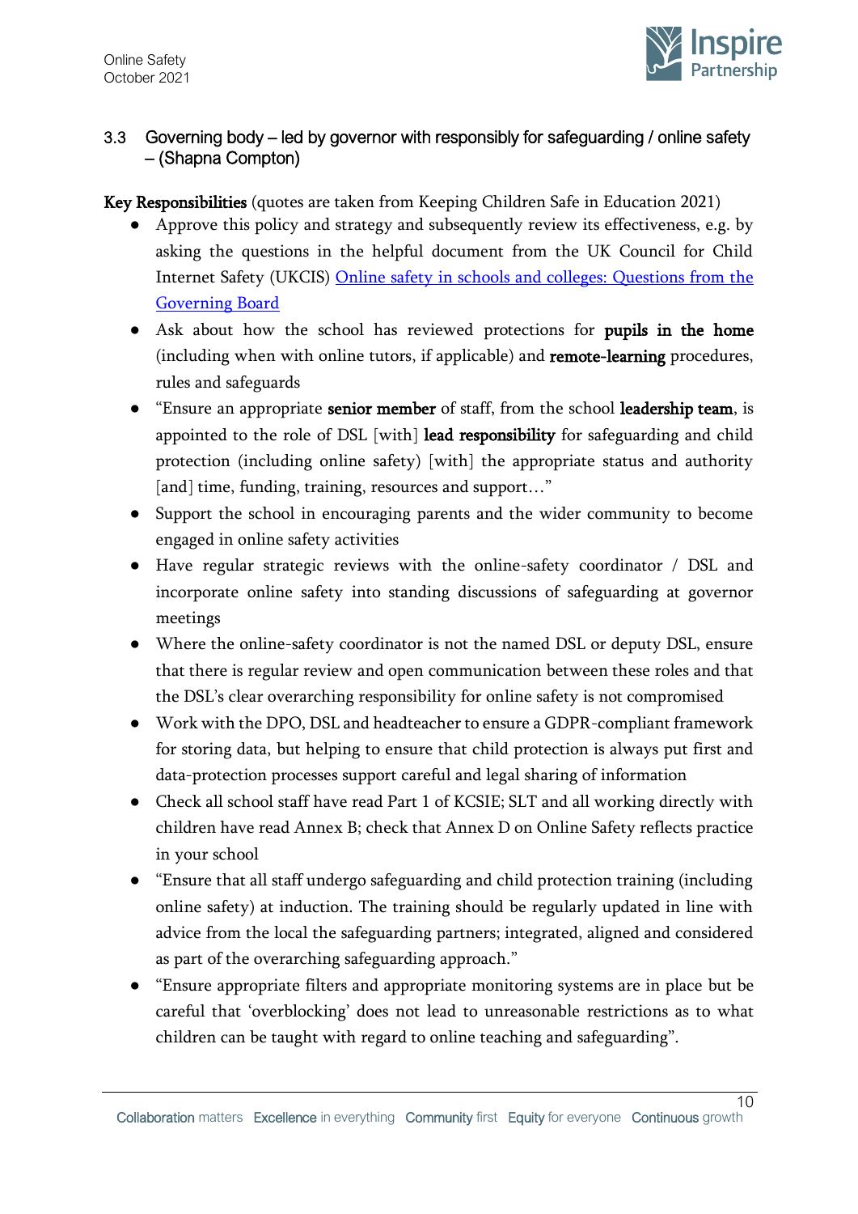### 3.3 Governing body – led by governor with responsibly for safeguarding / online safety – (Shapna Compton)

**Key Responsibilities** (quotes are taken from Keeping Children Safe in Education 2021)

- Approve this policy and strategy and subsequently review its effectiveness, e.g. by asking the questions in the helpful document from the UK Council for Child Internet Safety (UKCIS) [Online safety in schools and colleges: Questions from the Governing Board]()
- Ask about how the school has reviewed protections for **pupils in the home** (including when with online tutors, if applicable) and **remote-learning** procedures, rules and safeguards
- "Ensure an appropriate **senior member** of staff, from the school **leadership team**, is appointed to the role of DSL [with] **lead responsibility** for safeguarding and child protection (including online safety) [with] the appropriate status and authority [and] time, funding, training, resources and support…"
- Support the school in encouraging parents and the wider community to become engaged in online safety activities
- Have regular strategic reviews with the online-safety coordinator / DSL and incorporate online safety into standing discussions of safeguarding at governor meetings
- Where the online-safety coordinator is not the named DSL or deputy DSL, ensure that there is regular review and open communication between these roles and that the DSL's clear overarching responsibility for online safety is not compromised
- Work with the DPO, DSL and headteacher to ensure a GDPR-compliant framework for storing data, but helping to ensure that child protection is always put first and data-protection processes support careful and legal sharing of information
- Check all school staff have read Part 1 of KCSIE; SLT and all working directly with children have read Annex B; check that Annex D on Online Safety reflects practice in your school
- "Ensure that all staff undergo safeguarding and child protection training (including online safety) at induction. The training should be regularly updated in line with advice from the local the safeguarding partners; integrated, aligned and considered as part of the overarching safeguarding approach."
- "Ensure appropriate filters and appropriate monitoring systems are in place but be careful that 'overblocking' does not lead to unreasonable restrictions as to what children can be taught with regard to online teaching and safeguarding".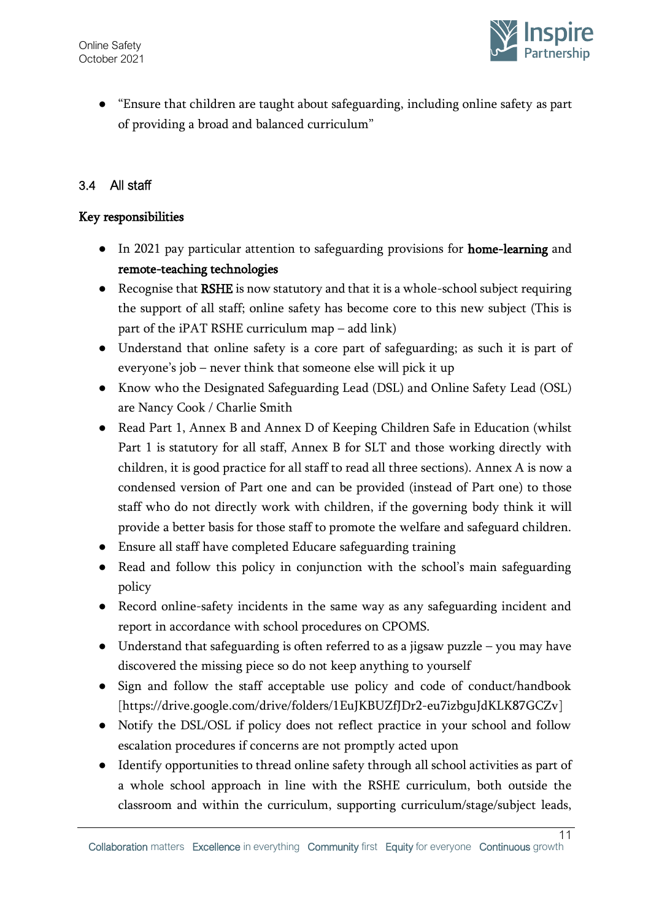- "Ensure that children are taught about safeguarding, including online safety as part of providing a broad and balanced curriculum"

### 3.4 All staff

**Key responsibilities**

- In 2021 pay particular attention to safeguarding provisions for **home-learning** and **remote-teaching technologies**
- Recognise that **RSHE** is now statutory and that it is a whole-school subject requiring the support of all staff; online safety has become core to this new subject (This is part of the iPAT RSHE curriculum map – add link)
- Understand that online safety is a core part of safeguarding; as such it is part of everyone's job – never think that someone else will pick it up
- Know who the Designated Safeguarding Lead (DSL) and Online Safety Lead (OSL) are Nancy Cook / Charlie Smith
- Read Part 1, Annex B and Annex D of Keeping Children Safe in Education (whilst Part 1 is statutory for all staff, Annex B for SLT and those working directly with children, it is good practice for all staff to read all three sections). Annex A is now a condensed version of Part one and can be provided (instead of Part one) to those staff who do not directly work with children, if the governing body think it will provide a better basis for those staff to promote the welfare and safeguard children.
- Ensure all staff have completed Educare safeguarding training
- Read and follow this policy in conjunction with the school's main safeguarding policy
- Record online-safety incidents in the same way as any safeguarding incident and report in accordance with school procedures on CPOMS.
- Understand that safeguarding is often referred to as a jigsaw puzzle – you may have discovered the missing piece so do not keep anything to yourself
- Sign and follow the staff acceptable use policy and code of conduct/handbook [https://drive.google.com/drive/folders/1EuJKBUZfJDr2-eu7izbguJdKLK87GCZv]
- Notify the DSL/OSL if policy does not reflect practice in your school and follow escalation procedures if concerns are not promptly acted upon
- Identify opportunities to thread online safety through all school activities as part of a whole school approach in line with the RSHE curriculum, both outside the classroom and within the curriculum, supporting curriculum/stage/subject leads,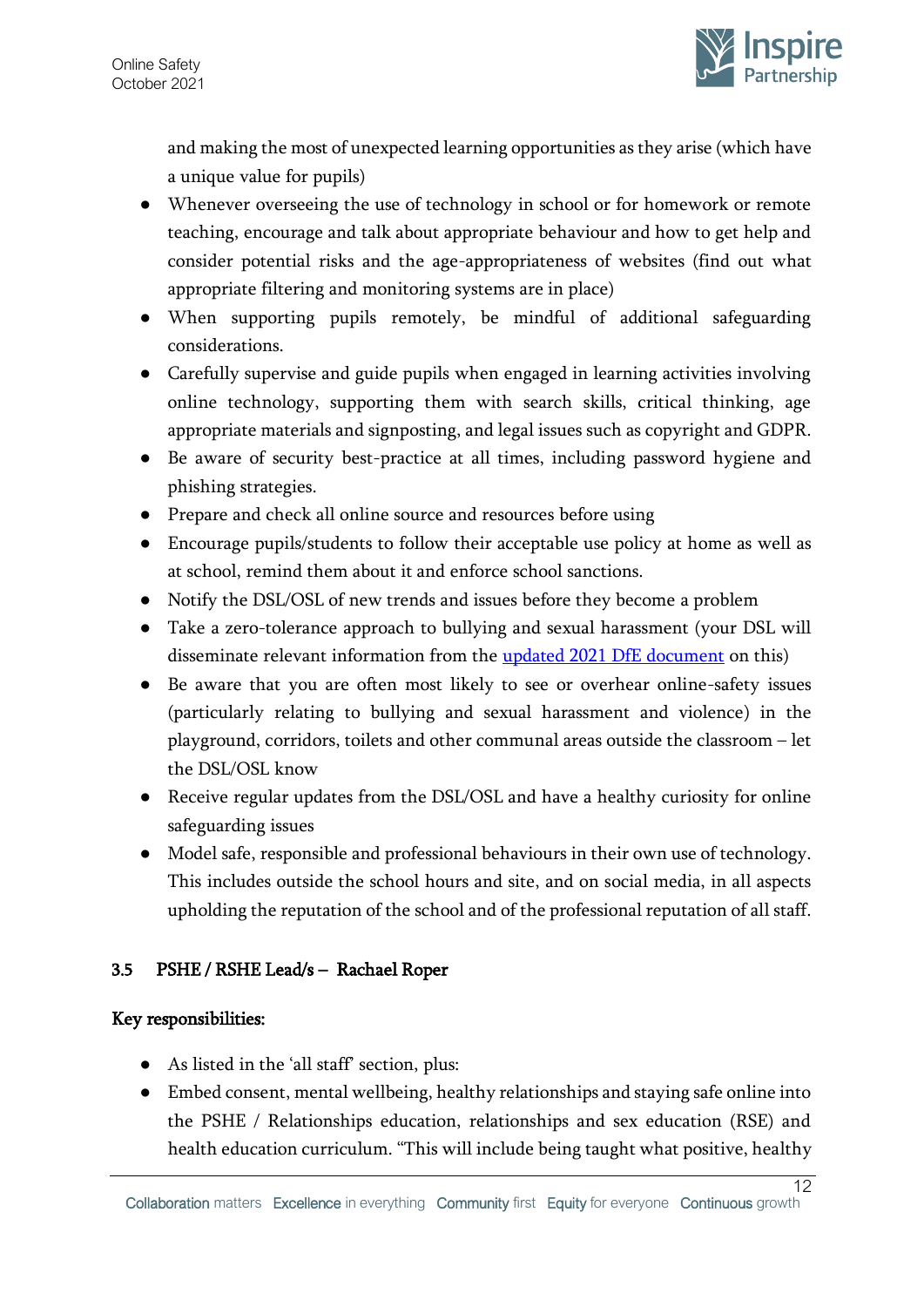and making the most of unexpected learning opportunities as they arise (which have a unique value for pupils)

- Whenever overseeing the use of technology in school or for homework or remote teaching, encourage and talk about appropriate behaviour and how to get help and consider potential risks and the age-appropriateness of websites (find out what appropriate filtering and monitoring systems are in place)
- When supporting pupils remotely, be mindful of additional safeguarding considerations.
- Carefully supervise and guide pupils when engaged in learning activities involving online technology, supporting them with search skills, critical thinking, age appropriate materials and signposting, and legal issues such as copyright and GDPR.
- Be aware of security best-practice at all times, including password hygiene and phishing strategies.
- Prepare and check all online source and resources before using
- Encourage pupils/students to follow their acceptable use policy at home as well as at school, remind them about it and enforce school sanctions.
- Notify the DSL/OSL of new trends and issues before they become a problem
- Take a zero-tolerance approach to bullying and sexual harassment (your DSL will disseminate relevant information from the [updated 2021 DfE document]() on this)
- Be aware that you are often most likely to see or overhear online-safety issues (particularly relating to bullying and sexual harassment and violence) in the playground, corridors, toilets and other communal areas outside the classroom – let the DSL/OSL know
- Receive regular updates from the DSL/OSL and have a healthy curiosity for online safeguarding issues
- Model safe, responsible and professional behaviours in their own use of technology. This includes outside the school hours and site, and on social media, in all aspects upholding the reputation of the school and of the professional reputation of all staff.

### 3.5 PSHE / RSHE Lead/s – Rachael Roper

**Key responsibilities:**

- As listed in the 'all staff' section, plus:
- Embed consent, mental wellbeing, healthy relationships and staying safe online into the PSHE / Relationships education, relationships and sex education (RSE) and health education curriculum. "This will include being taught what positive, healthy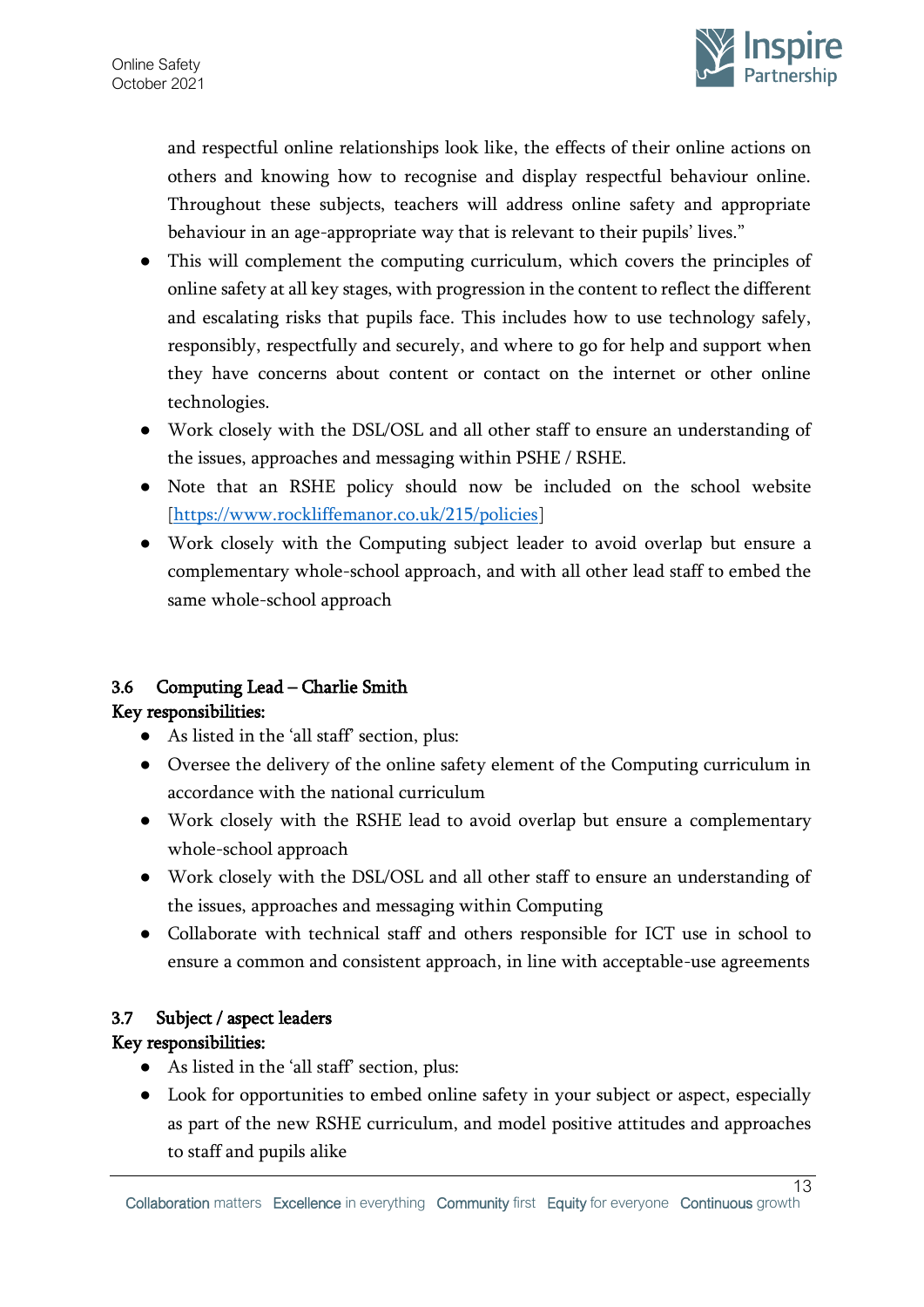and respectful online relationships look like, the effects of their online actions on others and knowing how to recognise and display respectful behaviour online. Throughout these subjects, teachers will address online safety and appropriate behaviour in an age-appropriate way that is relevant to their pupils' lives."

- This will complement the computing curriculum, which covers the principles of online safety at all key stages, with progression in the content to reflect the different and escalating risks that pupils face. This includes how to use technology safely, responsibly, respectfully and securely, and where to go for help and support when they have concerns about content or contact on the internet or other online technologies.
- Work closely with the DSL/OSL and all other staff to ensure an understanding of the issues, approaches and messaging within PSHE / RSHE.
- Note that an RSHE policy should now be included on the school website [https://www.rockliffemanor.co.uk/215/policies]
- Work closely with the Computing subject leader to avoid overlap but ensure a complementary whole-school approach, and with all other lead staff to embed the same whole-school approach

### 3.6 Computing Lead – Charlie Smith

**Key responsibilities:**

- As listed in the 'all staff' section, plus:
- Oversee the delivery of the online safety element of the Computing curriculum in accordance with the national curriculum
- Work closely with the RSHE lead to avoid overlap but ensure a complementary whole-school approach
- Work closely with the DSL/OSL and all other staff to ensure an understanding of the issues, approaches and messaging within Computing
- Collaborate with technical staff and others responsible for ICT use in school to ensure a common and consistent approach, in line with acceptable-use agreements

### 3.7 Subject / aspect leaders

**Key responsibilities:**

- As listed in the 'all staff' section, plus:
- Look for opportunities to embed online safety in your subject or aspect, especially as part of the new RSHE curriculum, and model positive attitudes and approaches to staff and pupils alike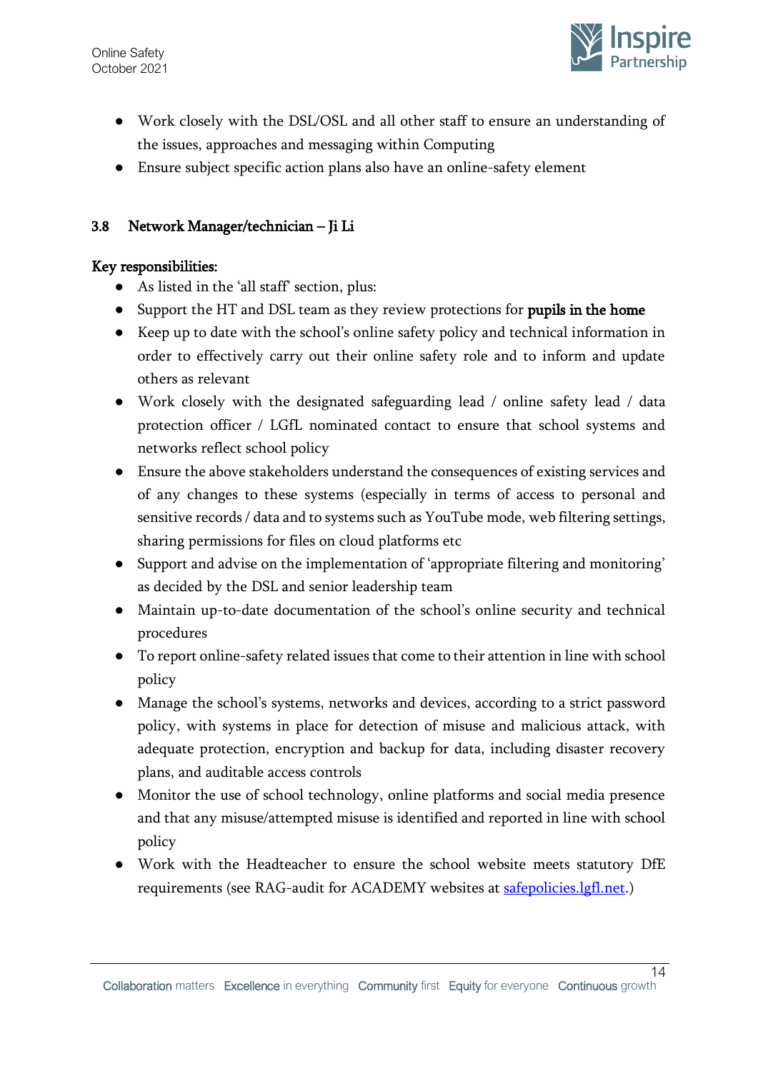- Work closely with the DSL/OSL and all other staff to ensure an understanding of the issues, approaches and messaging within Computing
- Ensure subject specific action plans also have an online-safety element

### 3.8 Network Manager/technician – Ji Li

**Key responsibilities:**

- As listed in the 'all staff' section, plus:
- Support the HT and DSL team as they review protections for **pupils in the home**
- Keep up to date with the school's online safety policy and technical information in order to effectively carry out their online safety role and to inform and update others as relevant
- Work closely with the designated safeguarding lead / online safety lead / data protection officer / LGfL nominated contact to ensure that school systems and networks reflect school policy
- Ensure the above stakeholders understand the consequences of existing services and of any changes to these systems (especially in terms of access to personal and sensitive records / data and to systems such as YouTube mode, web filtering settings, sharing permissions for files on cloud platforms etc
- Support and advise on the implementation of 'appropriate filtering and monitoring' as decided by the DSL and senior leadership team
- Maintain up-to-date documentation of the school's online security and technical procedures
- To report online-safety related issues that come to their attention in line with school policy
- Manage the school's systems, networks and devices, according to a strict password policy, with systems in place for detection of misuse and malicious attack, with adequate protection, encryption and backup for data, including disaster recovery plans, and auditable access controls
- Monitor the use of school technology, online platforms and social media presence and that any misuse/attempted misuse is identified and reported in line with school policy
- Work with the Headteacher to ensure the school website meets statutory DfE requirements (see RAG-audit for ACADEMY websites at [safepolicies.lgfl.net](safepolicies.lgfl.net).)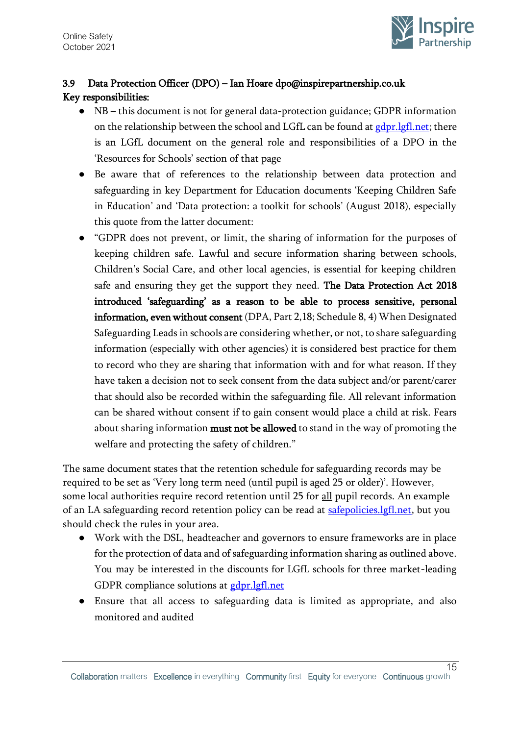### 3.9 Data Protection Officer (DPO) – Ian Hoare dpo@inspirepartnership.co.uk

**Key responsibilities:**

- NB – this document is not for general data-protection guidance; GDPR information on the relationship between the school and LGfL can be found at gdpr.lgfl.net; there is an LGfL document on the general role and responsibilities of a DPO in the 'Resources for Schools' section of that page
- Be aware that of references to the relationship between data protection and safeguarding in key Department for Education documents 'Keeping Children Safe in Education' and 'Data protection: a toolkit for schools' (August 2018), especially this quote from the latter document:
- "GDPR does not prevent, or limit, the sharing of information for the purposes of keeping children safe. Lawful and secure information sharing between schools, Children's Social Care, and other local agencies, is essential for keeping children safe and ensuring they get the support they need. **The Data Protection Act 2018 introduced 'safeguarding' as a reason to be able to process sensitive, personal information, even without consent** (DPA, Part 2,18; Schedule 8, 4) When Designated Safeguarding Leads in schools are considering whether, or not, to share safeguarding information (especially with other agencies) it is considered best practice for them to record who they are sharing that information with and for what reason. If they have taken a decision not to seek consent from the data subject and/or parent/carer that should also be recorded within the safeguarding file. All relevant information can be shared without consent if to gain consent would place a child at risk. Fears about sharing information **must not be allowed** to stand in the way of promoting the welfare and protecting the safety of children."

The same document states that the retention schedule for safeguarding records may be required to be set as 'Very long term need (until pupil is aged 25 or older)'. However, some local authorities require record retention until 25 for all pupil records. An example of an LA safeguarding record retention policy can be read at safepolicies.lgfl.net, but you should check the rules in your area.

- Work with the DSL, headteacher and governors to ensure frameworks are in place for the protection of data and of safeguarding information sharing as outlined above. You may be interested in the discounts for LGfL schools for three market-leading GDPR compliance solutions at gdpr.lgfl.net
- Ensure that all access to safeguarding data is limited as appropriate, and also monitored and audited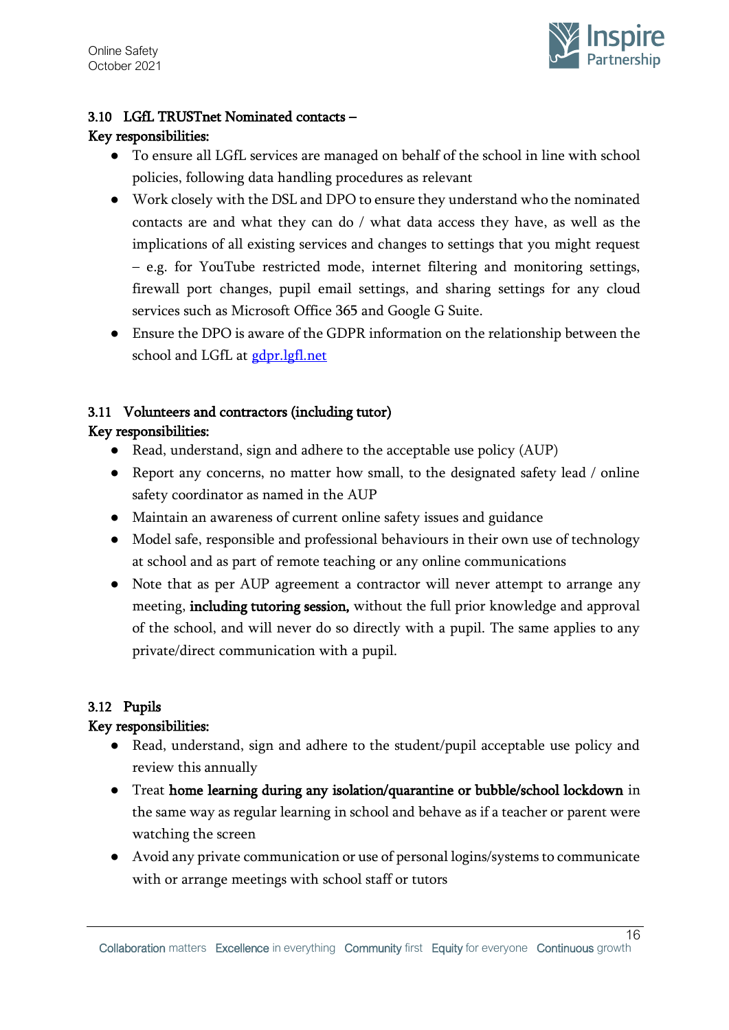### 3.10 LGfL TRUSTnet Nominated contacts –

**Key responsibilities:**

- To ensure all LGfL services are managed on behalf of the school in line with school policies, following data handling procedures as relevant
- Work closely with the DSL and DPO to ensure they understand who the nominated contacts are and what they can do / what data access they have, as well as the implications of all existing services and changes to settings that you might request – e.g. for YouTube restricted mode, internet filtering and monitoring settings, firewall port changes, pupil email settings, and sharing settings for any cloud services such as Microsoft Office 365 and Google G Suite.
- Ensure the DPO is aware of the GDPR information on the relationship between the school and LGfL at [gdpr.lgfl.net](gdpr.lgfl.net)

### 3.11 Volunteers and contractors (including tutor)

**Key responsibilities:**

- Read, understand, sign and adhere to the acceptable use policy (AUP)
- Report any concerns, no matter how small, to the designated safety lead / online safety coordinator as named in the AUP
- Maintain an awareness of current online safety issues and guidance
- Model safe, responsible and professional behaviours in their own use of technology at school and as part of remote teaching or any online communications
- Note that as per AUP agreement a contractor will never attempt to arrange any meeting, **including tutoring session,** without the full prior knowledge and approval of the school, and will never do so directly with a pupil. The same applies to any private/direct communication with a pupil.

### 3.12 Pupils

**Key responsibilities:**

- Read, understand, sign and adhere to the student/pupil acceptable use policy and review this annually
- Treat **home learning during any isolation/quarantine or bubble/school lockdown** in the same way as regular learning in school and behave as if a teacher or parent were watching the screen
- Avoid any private communication or use of personal logins/systems to communicate with or arrange meetings with school staff or tutors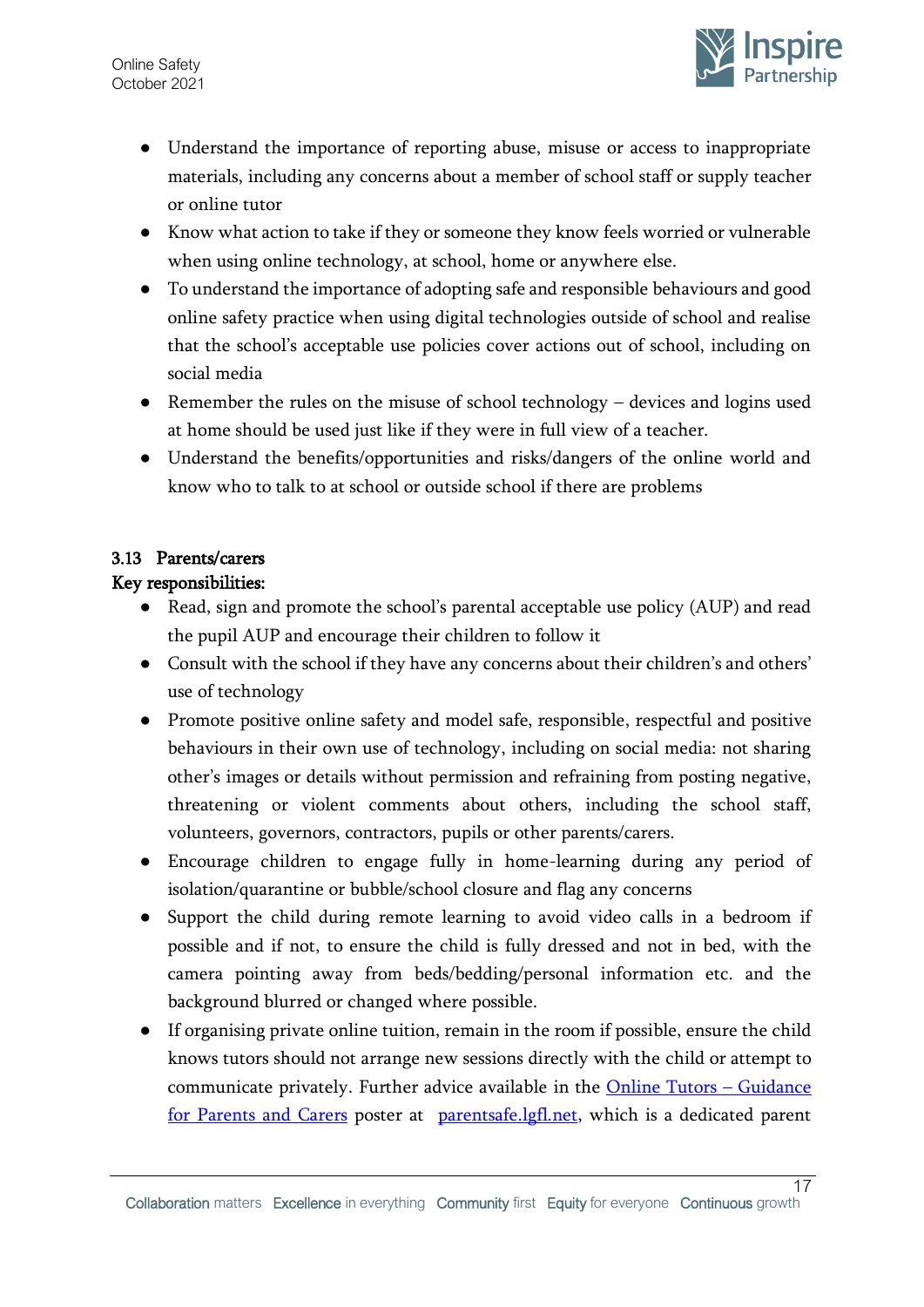- Understand the importance of reporting abuse, misuse or access to inappropriate materials, including any concerns about a member of school staff or supply teacher or online tutor
- Know what action to take if they or someone they know feels worried or vulnerable when using online technology, at school, home or anywhere else.
- To understand the importance of adopting safe and responsible behaviours and good online safety practice when using digital technologies outside of school and realise that the school's acceptable use policies cover actions out of school, including on social media
- Remember the rules on the misuse of school technology – devices and logins used at home should be used just like if they were in full view of a teacher.
- Understand the benefits/opportunities and risks/dangers of the online world and know who to talk to at school or outside school if there are problems

### 3.13 Parents/carers

**Key responsibilities:**

- Read, sign and promote the school's parental acceptable use policy (AUP) and read the pupil AUP and encourage their children to follow it
- Consult with the school if they have any concerns about their children's and others' use of technology
- Promote positive online safety and model safe, responsible, respectful and positive behaviours in their own use of technology, including on social media: not sharing other's images or details without permission and refraining from posting negative, threatening or violent comments about others, including the school staff, volunteers, governors, contractors, pupils or other parents/carers.
- Encourage children to engage fully in home-learning during any period of isolation/quarantine or bubble/school closure and flag any concerns
- Support the child during remote learning to avoid video calls in a bedroom if possible and if not, to ensure the child is fully dressed and not in bed, with the camera pointing away from beds/bedding/personal information etc. and the background blurred or changed where possible.
- If organising private online tuition, remain in the room if possible, ensure the child knows tutors should not arrange new sessions directly with the child or attempt to communicate privately. Further advice available in the Online Tutors – Guidance for Parents and Carers poster at parentsafe.lgfl.net, which is a dedicated parent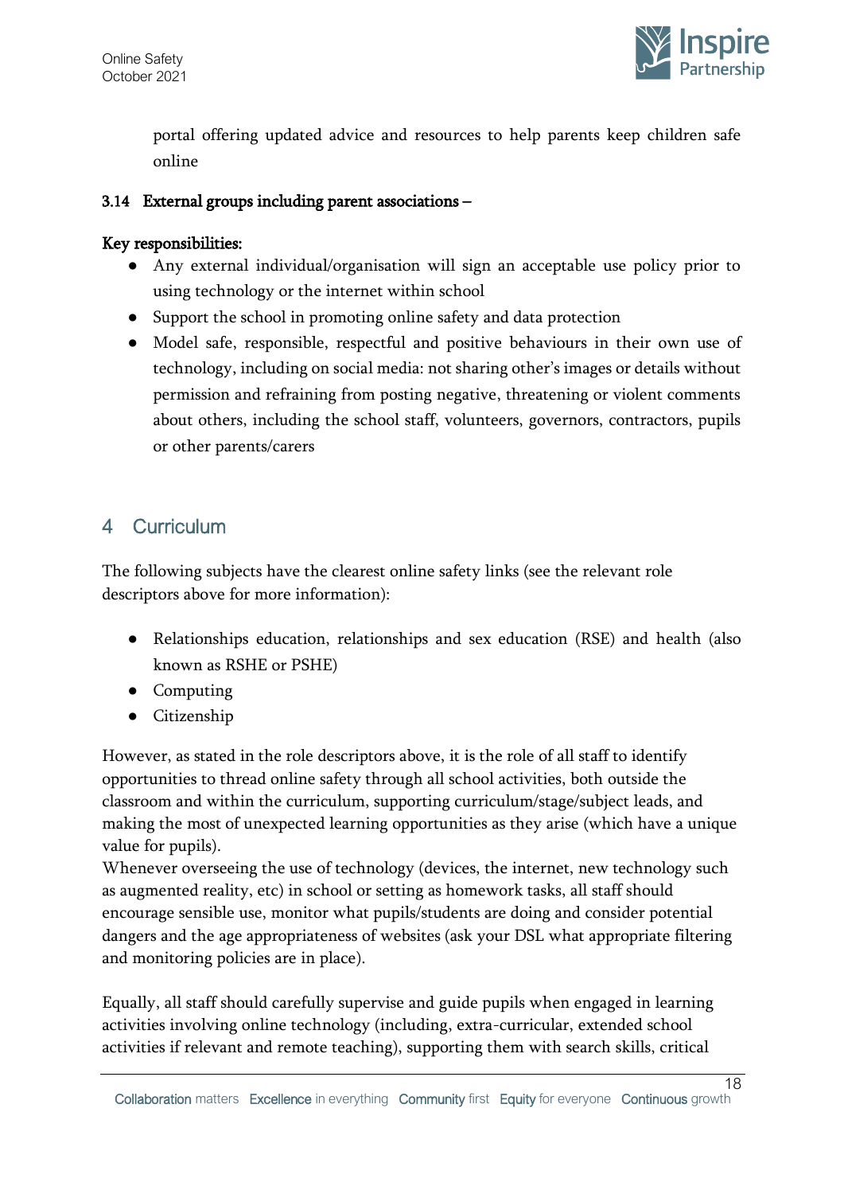portal offering updated advice and resources to help parents keep children safe online

### 3.14 External groups including parent associations –

**Key responsibilities:**

- Any external individual/organisation will sign an acceptable use policy prior to using technology or the internet within school
- Support the school in promoting online safety and data protection
- Model safe, responsible, respectful and positive behaviours in their own use of technology, including on social media: not sharing other's images or details without permission and refraining from posting negative, threatening or violent comments about others, including the school staff, volunteers, governors, contractors, pupils or other parents/carers

## 4 Curriculum

The following subjects have the clearest online safety links (see the relevant role descriptors above for more information):

- Relationships education, relationships and sex education (RSE) and health (also known as RSHE or PSHE)
- Computing
- Citizenship

However, as stated in the role descriptors above, it is the role of all staff to identify opportunities to thread online safety through all school activities, both outside the classroom and within the curriculum, supporting curriculum/stage/subject leads, and making the most of unexpected learning opportunities as they arise (which have a unique value for pupils).

Whenever overseeing the use of technology (devices, the internet, new technology such as augmented reality, etc) in school or setting as homework tasks, all staff should encourage sensible use, monitor what pupils/students are doing and consider potential dangers and the age appropriateness of websites (ask your DSL what appropriate filtering and monitoring policies are in place).

Equally, all staff should carefully supervise and guide pupils when engaged in learning activities involving online technology (including, extra-curricular, extended school activities if relevant and remote teaching), supporting them with search skills, critical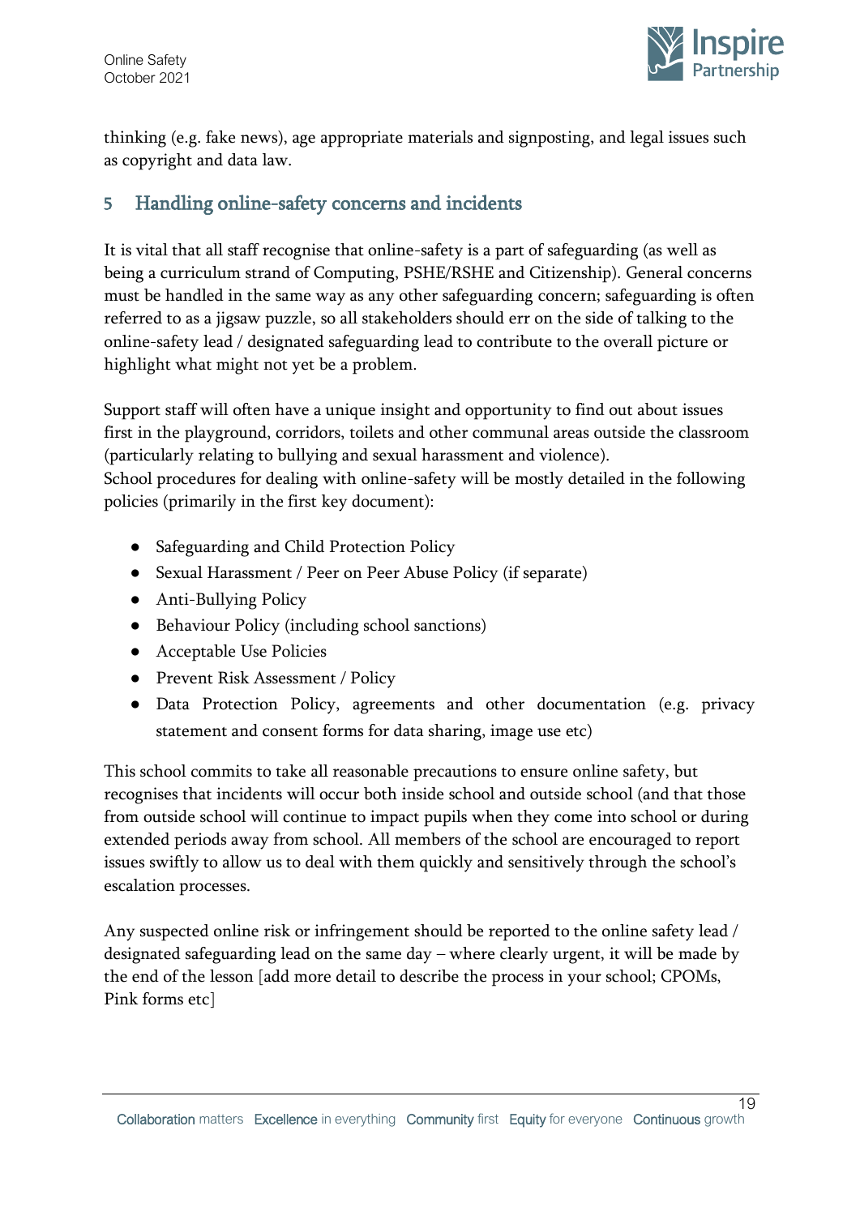thinking (e.g. fake news), age appropriate materials and signposting, and legal issues such as copyright and data law.

## 5 Handling online-safety concerns and incidents

It is vital that all staff recognise that online-safety is a part of safeguarding (as well as being a curriculum strand of Computing, PSHE/RSHE and Citizenship). General concerns must be handled in the same way as any other safeguarding concern; safeguarding is often referred to as a jigsaw puzzle, so all stakeholders should err on the side of talking to the online-safety lead / designated safeguarding lead to contribute to the overall picture or highlight what might not yet be a problem.

Support staff will often have a unique insight and opportunity to find out about issues first in the playground, corridors, toilets and other communal areas outside the classroom (particularly relating to bullying and sexual harassment and violence).
School procedures for dealing with online-safety will be mostly detailed in the following policies (primarily in the first key document):

- Safeguarding and Child Protection Policy
- Sexual Harassment / Peer on Peer Abuse Policy (if separate)
- Anti-Bullying Policy
- Behaviour Policy (including school sanctions)
- Acceptable Use Policies
- Prevent Risk Assessment / Policy
- Data Protection Policy, agreements and other documentation (e.g. privacy statement and consent forms for data sharing, image use etc)

This school commits to take all reasonable precautions to ensure online safety, but recognises that incidents will occur both inside school and outside school (and that those from outside school will continue to impact pupils when they come into school or during extended periods away from school. All members of the school are encouraged to report issues swiftly to allow us to deal with them quickly and sensitively through the school's escalation processes.

Any suspected online risk or infringement should be reported to the online safety lead / designated safeguarding lead on the same day – where clearly urgent, it will be made by the end of the lesson [add more detail to describe the process in your school; CPOMs, Pink forms etc]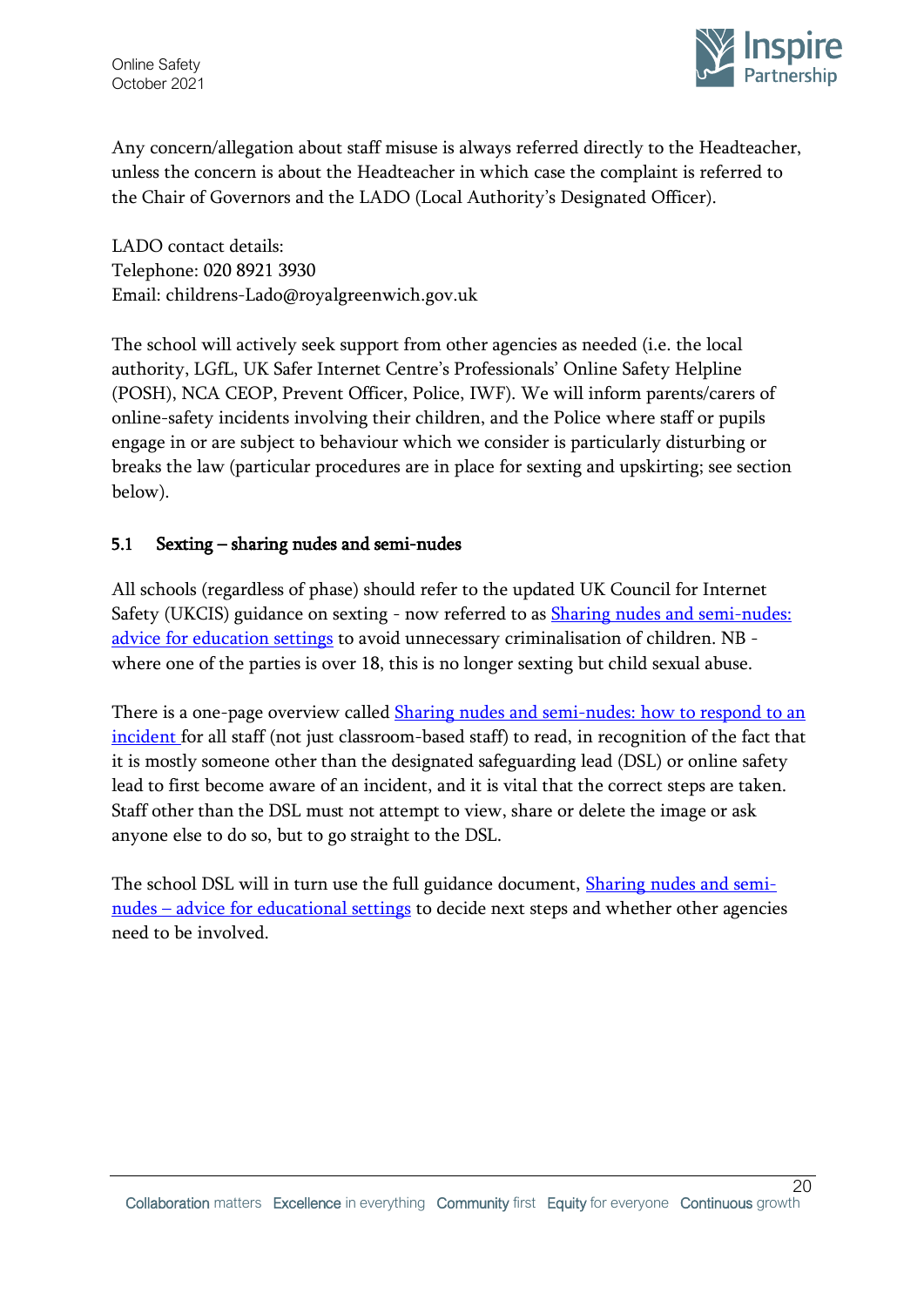Any concern/allegation about staff misuse is always referred directly to the Headteacher, unless the concern is about the Headteacher in which case the complaint is referred to the Chair of Governors and the LADO (Local Authority's Designated Officer).

LADO contact details:
Telephone: 020 8921 3930
Email: childrens-Lado@royalgreenwich.gov.uk

The school will actively seek support from other agencies as needed (i.e. the local authority, LGfL, UK Safer Internet Centre's Professionals' Online Safety Helpline (POSH), NCA CEOP, Prevent Officer, Police, IWF). We will inform parents/carers of online-safety incidents involving their children, and the Police where staff or pupils engage in or are subject to behaviour which we consider is particularly disturbing or breaks the law (particular procedures are in place for sexting and upskirting; see section below).

### 5.1 Sexting – sharing nudes and semi-nudes

All schools (regardless of phase) should refer to the updated UK Council for Internet Safety (UKCIS) guidance on sexting - now referred to as Sharing nudes and semi-nudes: advice for education settings to avoid unnecessary criminalisation of children. NB - where one of the parties is over 18, this is no longer sexting but child sexual abuse.

There is a one-page overview called Sharing nudes and semi-nudes: how to respond to an incident for all staff (not just classroom-based staff) to read, in recognition of the fact that it is mostly someone other than the designated safeguarding lead (DSL) or online safety lead to first become aware of an incident, and it is vital that the correct steps are taken. Staff other than the DSL must not attempt to view, share or delete the image or ask anyone else to do so, but to go straight to the DSL.

The school DSL will in turn use the full guidance document, Sharing nudes and semi-nudes – advice for educational settings to decide next steps and whether other agencies need to be involved.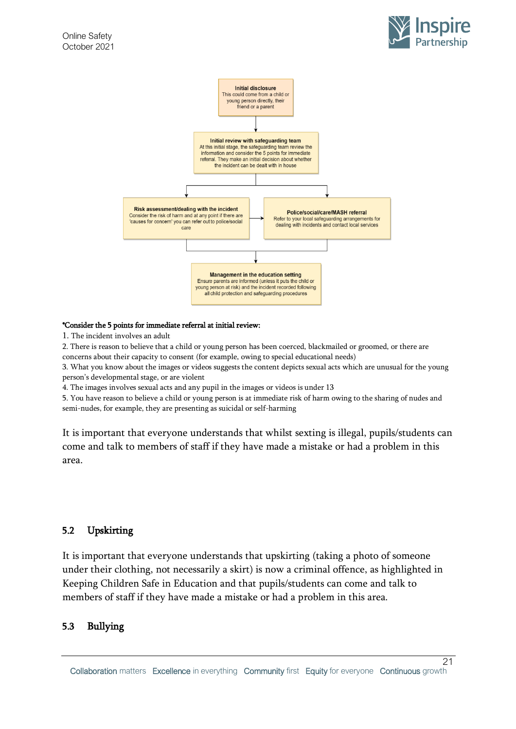**Initial disclosure**
This could come from a child or young person directly, their friend or a parent

↓

**Initial review with safeguarding team**
At this initial stage, the safeguarding team review the information and consider the 5 points for immediate referral. They make an initial decision about whether the incident can be dealt with in house

↓

**Risk assessment/dealing with the incident**
Consider the risk of harm and at any point if there are 'causes for concern' you can refer out to police/social care

→

**Police/social/care/MASH referral**
Refer to your local safeguarding arrangements for dealing with incidents and contact local services

↓

**Management in the education setting**
Ensure parents are informed (unless it puts the child or young person at risk) and the incident recorded following all child protection and safeguarding procedures

**\*Consider the 5 points for immediate referral at initial review:**

1. The incident involves an adult
2. There is reason to believe that a child or young person has been coerced, blackmailed or groomed, or there are concerns about their capacity to consent (for example, owing to special educational needs)
3. What you know about the images or videos suggests the content depicts sexual acts which are unusual for the young person's developmental stage, or are violent
4. The images involves sexual acts and any pupil in the images or videos is under 13
5. You have reason to believe a child or young person is at immediate risk of harm owing to the sharing of nudes and semi-nudes, for example, they are presenting as suicidal or self-harming

It is important that everyone understands that whilst sexting is illegal, pupils/students can come and talk to members of staff if they have made a mistake or had a problem in this area.

## 5.2 Upskirting

It is important that everyone understands that upskirting (taking a photo of someone under their clothing, not necessarily a skirt) is now a criminal offence, as highlighted in Keeping Children Safe in Education and that pupils/students can come and talk to members of staff if they have made a mistake or had a problem in this area.

## 5.3 Bullying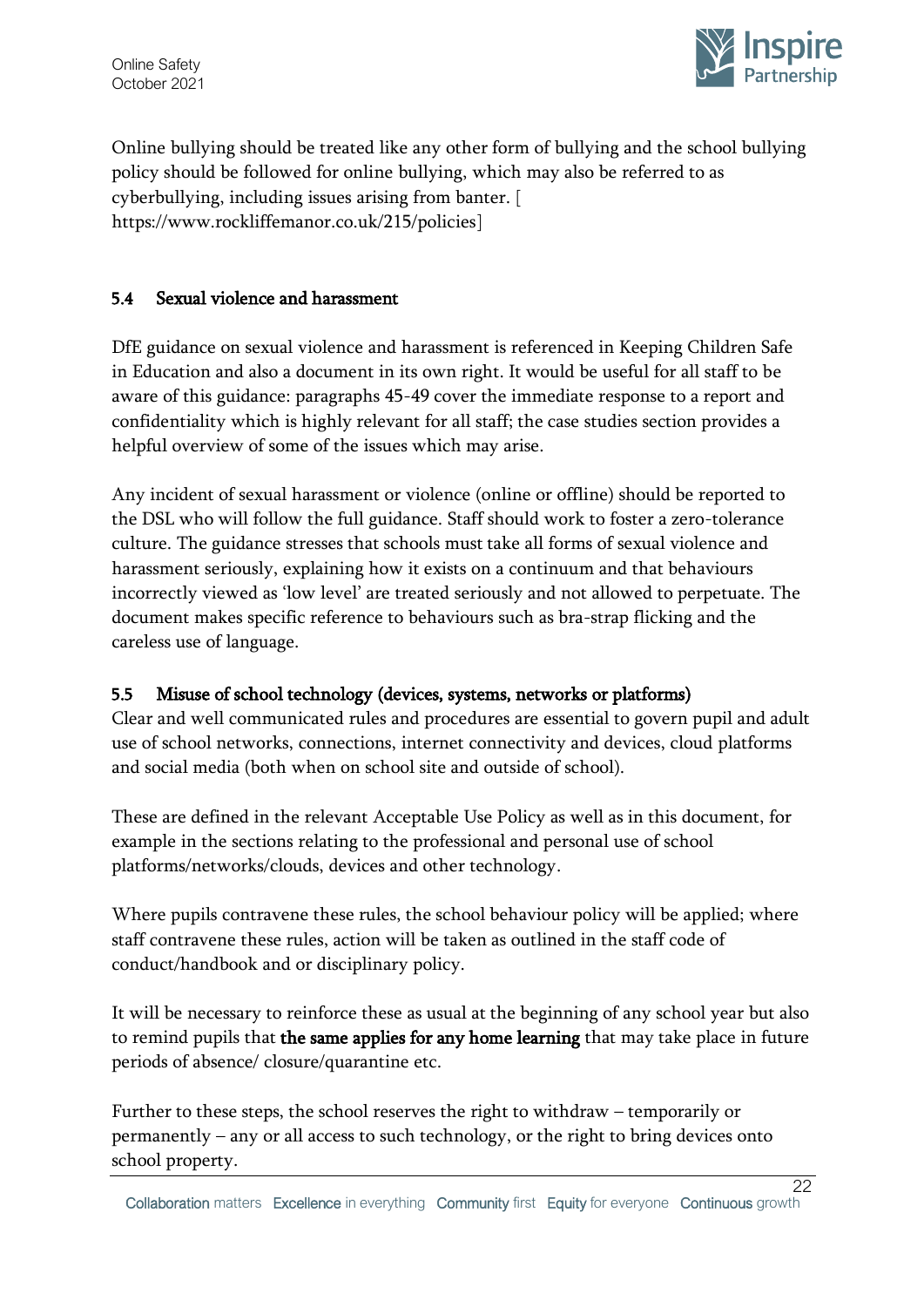Online bullying should be treated like any other form of bullying and the school bullying policy should be followed for online bullying, which may also be referred to as cyberbullying, including issues arising from banter. [ https://www.rockliffemanor.co.uk/215/policies]

### 5.4 Sexual violence and harassment

DfE guidance on sexual violence and harassment is referenced in Keeping Children Safe in Education and also a document in its own right. It would be useful for all staff to be aware of this guidance: paragraphs 45-49 cover the immediate response to a report and confidentiality which is highly relevant for all staff; the case studies section provides a helpful overview of some of the issues which may arise.

Any incident of sexual harassment or violence (online or offline) should be reported to the DSL who will follow the full guidance. Staff should work to foster a zero-tolerance culture. The guidance stresses that schools must take all forms of sexual violence and harassment seriously, explaining how it exists on a continuum and that behaviours incorrectly viewed as 'low level' are treated seriously and not allowed to perpetuate. The document makes specific reference to behaviours such as bra-strap flicking and the careless use of language.

### 5.5 Misuse of school technology (devices, systems, networks or platforms)

Clear and well communicated rules and procedures are essential to govern pupil and adult use of school networks, connections, internet connectivity and devices, cloud platforms and social media (both when on school site and outside of school).

These are defined in the relevant Acceptable Use Policy as well as in this document, for example in the sections relating to the professional and personal use of school platforms/networks/clouds, devices and other technology.

Where pupils contravene these rules, the school behaviour policy will be applied; where staff contravene these rules, action will be taken as outlined in the staff code of conduct/handbook and or disciplinary policy.

It will be necessary to reinforce these as usual at the beginning of any school year but also to remind pupils that **the same applies for any home learning** that may take place in future periods of absence/ closure/quarantine etc.

Further to these steps, the school reserves the right to withdraw – temporarily or permanently – any or all access to such technology, or the right to bring devices onto school property.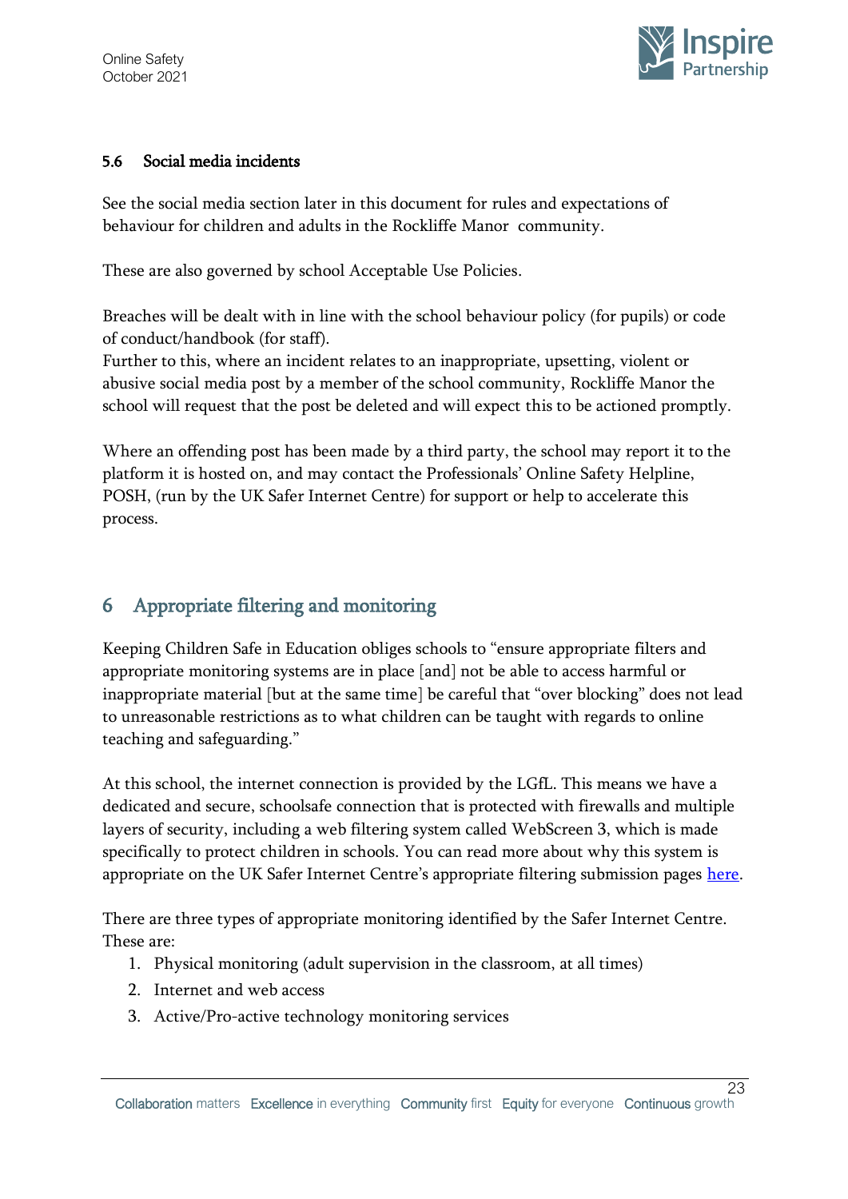### 5.6 Social media incidents

See the social media section later in this document for rules and expectations of behaviour for children and adults in the Rockliffe Manor community.

These are also governed by school Acceptable Use Policies.

Breaches will be dealt with in line with the school behaviour policy (for pupils) or code of conduct/handbook (for staff).
Further to this, where an incident relates to an inappropriate, upsetting, violent or abusive social media post by a member of the school community, Rockliffe Manor the school will request that the post be deleted and will expect this to be actioned promptly.

Where an offending post has been made by a third party, the school may report it to the platform it is hosted on, and may contact the Professionals' Online Safety Helpline, POSH, (run by the UK Safer Internet Centre) for support or help to accelerate this process.

## 6 Appropriate filtering and monitoring

Keeping Children Safe in Education obliges schools to "ensure appropriate filters and appropriate monitoring systems are in place [and] not be able to access harmful or inappropriate material [but at the same time] be careful that "over blocking" does not lead to unreasonable restrictions as to what children can be taught with regards to online teaching and safeguarding."

At this school, the internet connection is provided by the LGfL. This means we have a dedicated and secure, schoolsafe connection that is protected with firewalls and multiple layers of security, including a web filtering system called WebScreen 3, which is made specifically to protect children in schools. You can read more about why this system is appropriate on the UK Safer Internet Centre's appropriate filtering submission pages here.

There are three types of appropriate monitoring identified by the Safer Internet Centre. These are:

1. Physical monitoring (adult supervision in the classroom, at all times)
2. Internet and web access
3. Active/Pro-active technology monitoring services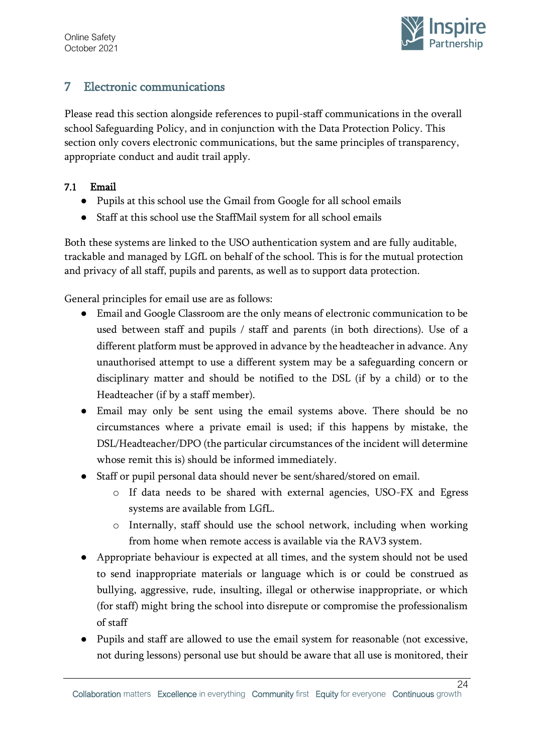## 7 Electronic communications

Please read this section alongside references to pupil-staff communications in the overall school Safeguarding Policy, and in conjunction with the Data Protection Policy. This section only covers electronic communications, but the same principles of transparency, appropriate conduct and audit trail apply.

### 7.1 Email

- Pupils at this school use the Gmail from Google for all school emails
- Staff at this school use the StaffMail system for all school emails

Both these systems are linked to the USO authentication system and are fully auditable, trackable and managed by LGfL on behalf of the school. This is for the mutual protection and privacy of all staff, pupils and parents, as well as to support data protection.

General principles for email use are as follows:

- Email and Google Classroom are the only means of electronic communication to be used between staff and pupils / staff and parents (in both directions). Use of a different platform must be approved in advance by the headteacher in advance. Any unauthorised attempt to use a different system may be a safeguarding concern or disciplinary matter and should be notified to the DSL (if by a child) or to the Headteacher (if by a staff member).
- Email may only be sent using the email systems above. There should be no circumstances where a private email is used; if this happens by mistake, the DSL/Headteacher/DPO (the particular circumstances of the incident will determine whose remit this is) should be informed immediately.
- Staff or pupil personal data should never be sent/shared/stored on email.
  - If data needs to be shared with external agencies, USO-FX and Egress systems are available from LGfL.
  - Internally, staff should use the school network, including when working from home when remote access is available via the RAV3 system.
- Appropriate behaviour is expected at all times, and the system should not be used to send inappropriate materials or language which is or could be construed as bullying, aggressive, rude, insulting, illegal or otherwise inappropriate, or which (for staff) might bring the school into disrepute or compromise the professionalism of staff
- Pupils and staff are allowed to use the email system for reasonable (not excessive, not during lessons) personal use but should be aware that all use is monitored, their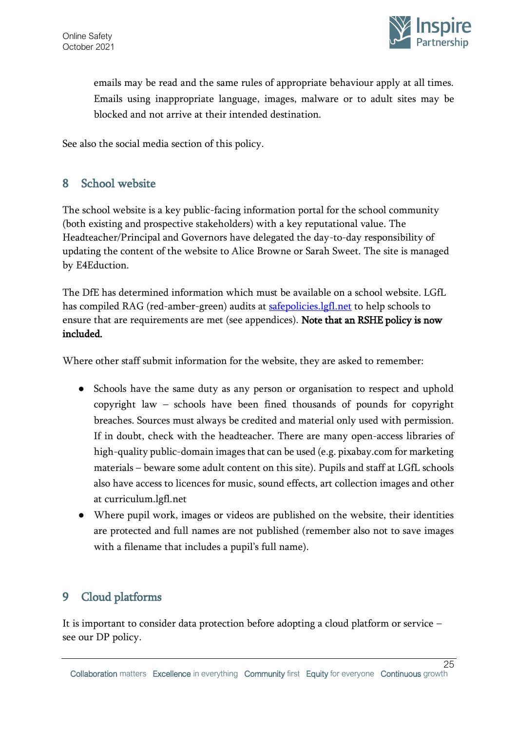emails may be read and the same rules of appropriate behaviour apply at all times. Emails using inappropriate language, images, malware or to adult sites may be blocked and not arrive at their intended destination.

See also the social media section of this policy.

## 8 School website

The school website is a key public-facing information portal for the school community (both existing and prospective stakeholders) with a key reputational value. The Headteacher/Principal and Governors have delegated the day-to-day responsibility of updating the content of the website to Alice Browne or Sarah Sweet. The site is managed by E4Eduction.

The DfE has determined information which must be available on a school website. LGfL has compiled RAG (red-amber-green) audits at [safepolicies.lgfl.net](safepolicies.lgfl.net) to help schools to ensure that are requirements are met (see appendices). **Note that an RSHE policy is now included.**

Where other staff submit information for the website, they are asked to remember:

- Schools have the same duty as any person or organisation to respect and uphold copyright law – schools have been fined thousands of pounds for copyright breaches. Sources must always be credited and material only used with permission. If in doubt, check with the headteacher. There are many open-access libraries of high-quality public-domain images that can be used (e.g. pixabay.com for marketing materials – beware some adult content on this site). Pupils and staff at LGfL schools also have access to licences for music, sound effects, art collection images and other at curriculum.lgfl.net
- Where pupil work, images or videos are published on the website, their identities are protected and full names are not published (remember also not to save images with a filename that includes a pupil's full name).

## 9 Cloud platforms

It is important to consider data protection before adopting a cloud platform or service – see our DP policy.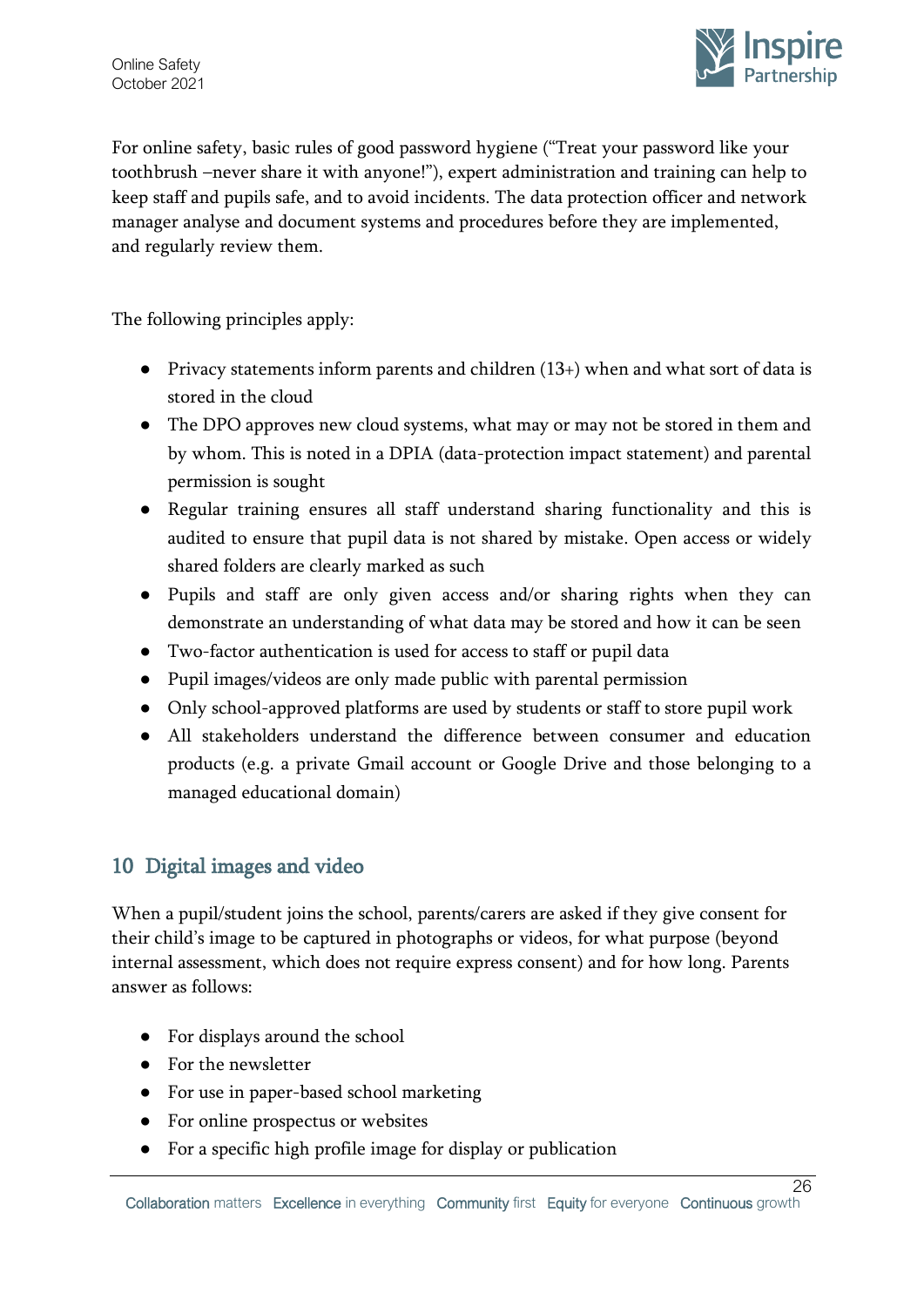For online safety, basic rules of good password hygiene ("Treat your password like your toothbrush –never share it with anyone!"), expert administration and training can help to keep staff and pupils safe, and to avoid incidents. The data protection officer and network manager analyse and document systems and procedures before they are implemented, and regularly review them.

The following principles apply:

- Privacy statements inform parents and children (13+) when and what sort of data is stored in the cloud
- The DPO approves new cloud systems, what may or may not be stored in them and by whom. This is noted in a DPIA (data-protection impact statement) and parental permission is sought
- Regular training ensures all staff understand sharing functionality and this is audited to ensure that pupil data is not shared by mistake. Open access or widely shared folders are clearly marked as such
- Pupils and staff are only given access and/or sharing rights when they can demonstrate an understanding of what data may be stored and how it can be seen
- Two-factor authentication is used for access to staff or pupil data
- Pupil images/videos are only made public with parental permission
- Only school-approved platforms are used by students or staff to store pupil work
- All stakeholders understand the difference between consumer and education products (e.g. a private Gmail account or Google Drive and those belonging to a managed educational domain)

## 10 Digital images and video

When a pupil/student joins the school, parents/carers are asked if they give consent for their child's image to be captured in photographs or videos, for what purpose (beyond internal assessment, which does not require express consent) and for how long. Parents answer as follows:

- For displays around the school
- For the newsletter
- For use in paper-based school marketing
- For online prospectus or websites
- For a specific high profile image for display or publication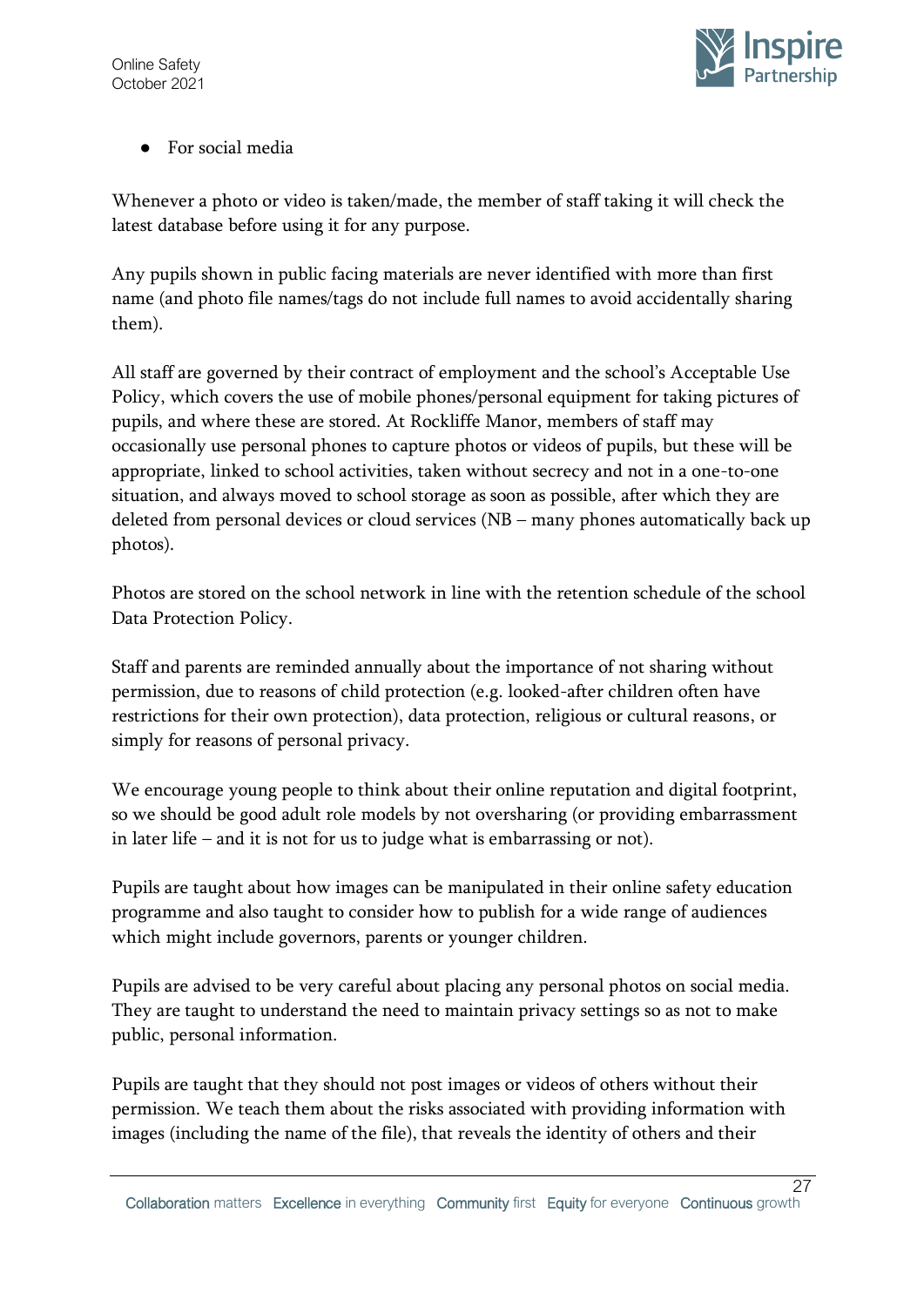- For social media

Whenever a photo or video is taken/made, the member of staff taking it will check the latest database before using it for any purpose.

Any pupils shown in public facing materials are never identified with more than first name (and photo file names/tags do not include full names to avoid accidentally sharing them).

All staff are governed by their contract of employment and the school's Acceptable Use Policy, which covers the use of mobile phones/personal equipment for taking pictures of pupils, and where these are stored. At Rockliffe Manor, members of staff may occasionally use personal phones to capture photos or videos of pupils, but these will be appropriate, linked to school activities, taken without secrecy and not in a one-to-one situation, and always moved to school storage as soon as possible, after which they are deleted from personal devices or cloud services (NB – many phones automatically back up photos).

Photos are stored on the school network in line with the retention schedule of the school Data Protection Policy.

Staff and parents are reminded annually about the importance of not sharing without permission, due to reasons of child protection (e.g. looked-after children often have restrictions for their own protection), data protection, religious or cultural reasons, or simply for reasons of personal privacy.

We encourage young people to think about their online reputation and digital footprint, so we should be good adult role models by not oversharing (or providing embarrassment in later life – and it is not for us to judge what is embarrassing or not).

Pupils are taught about how images can be manipulated in their online safety education programme and also taught to consider how to publish for a wide range of audiences which might include governors, parents or younger children.

Pupils are advised to be very careful about placing any personal photos on social media. They are taught to understand the need to maintain privacy settings so as not to make public, personal information.

Pupils are taught that they should not post images or videos of others without their permission. We teach them about the risks associated with providing information with images (including the name of the file), that reveals the identity of others and their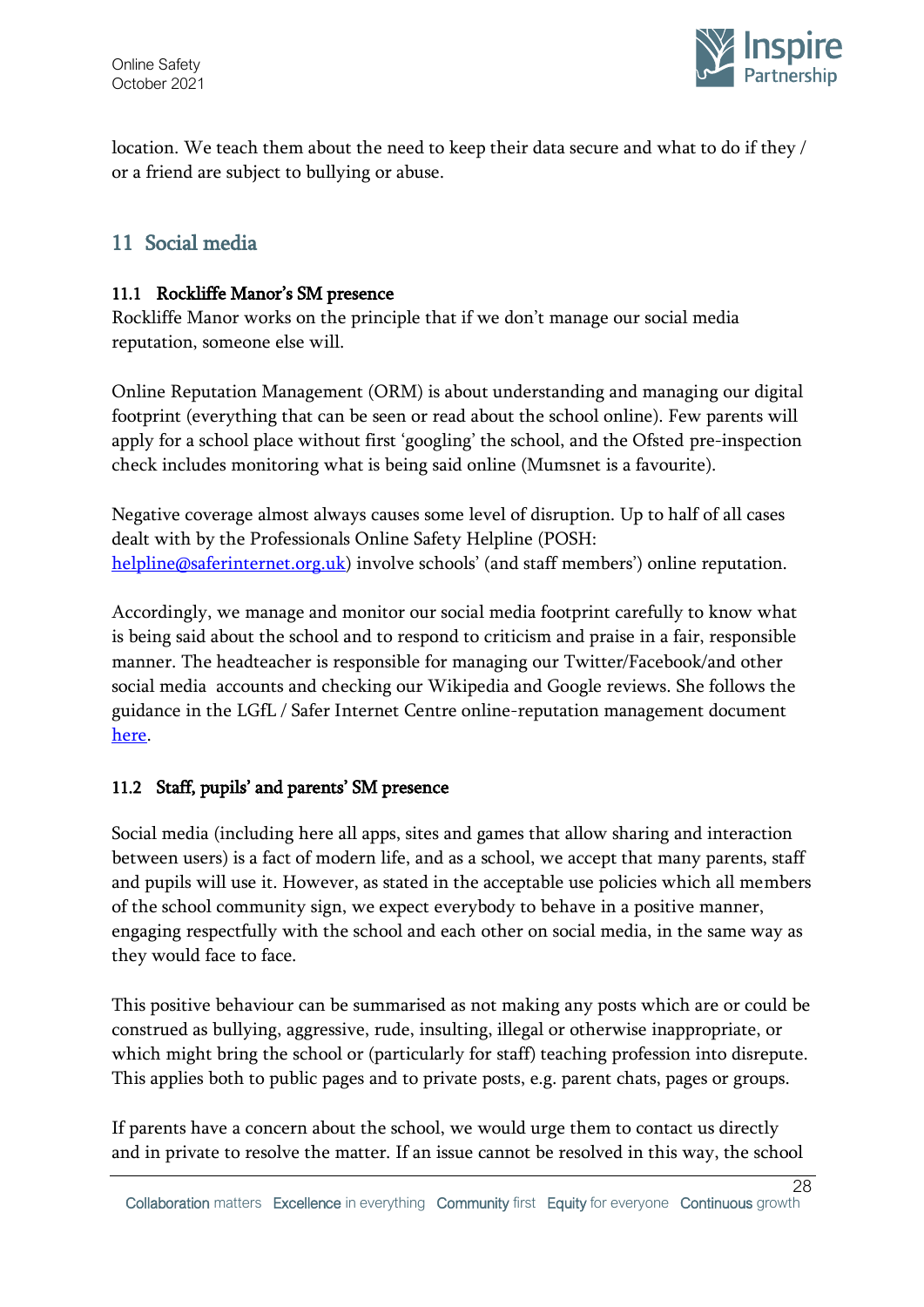location. We teach them about the need to keep their data secure and what to do if they / or a friend are subject to bullying or abuse.

## 11 Social media

### 11.1 Rockliffe Manor's SM presence

Rockliffe Manor works on the principle that if we don't manage our social media reputation, someone else will.

Online Reputation Management (ORM) is about understanding and managing our digital footprint (everything that can be seen or read about the school online). Few parents will apply for a school place without first 'googling' the school, and the Ofsted pre-inspection check includes monitoring what is being said online (Mumsnet is a favourite).

Negative coverage almost always causes some level of disruption. Up to half of all cases dealt with by the Professionals Online Safety Helpline (POSH: helpline@saferinternet.org.uk) involve schools' (and staff members') online reputation.

Accordingly, we manage and monitor our social media footprint carefully to know what is being said about the school and to respond to criticism and praise in a fair, responsible manner. The headteacher is responsible for managing our Twitter/Facebook/and other social media accounts and checking our Wikipedia and Google reviews. She follows the guidance in the LGfL / Safer Internet Centre online-reputation management document here.

### 11.2 Staff, pupils' and parents' SM presence

Social media (including here all apps, sites and games that allow sharing and interaction between users) is a fact of modern life, and as a school, we accept that many parents, staff and pupils will use it. However, as stated in the acceptable use policies which all members of the school community sign, we expect everybody to behave in a positive manner, engaging respectfully with the school and each other on social media, in the same way as they would face to face.

This positive behaviour can be summarised as not making any posts which are or could be construed as bullying, aggressive, rude, insulting, illegal or otherwise inappropriate, or which might bring the school or (particularly for staff) teaching profession into disrepute. This applies both to public pages and to private posts, e.g. parent chats, pages or groups.

If parents have a concern about the school, we would urge them to contact us directly and in private to resolve the matter. If an issue cannot be resolved in this way, the school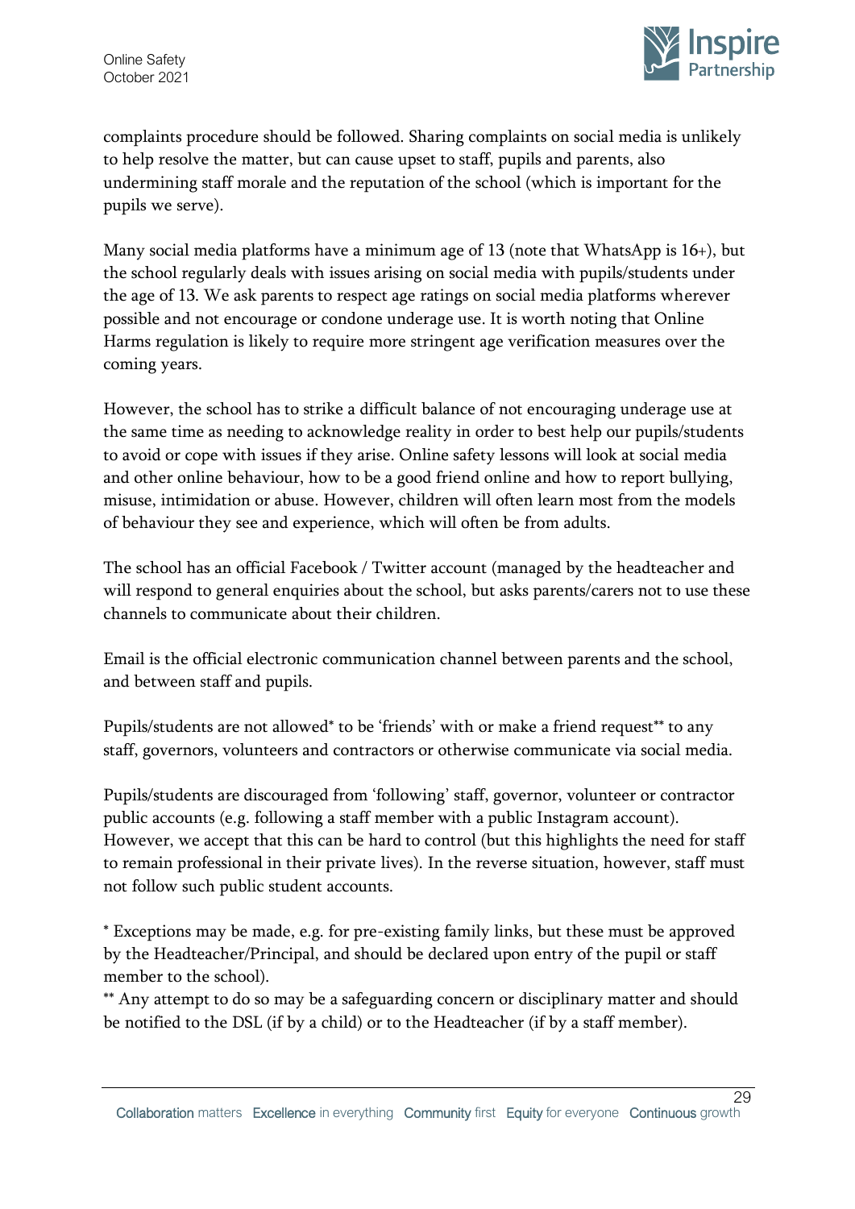complaints procedure should be followed. Sharing complaints on social media is unlikely to help resolve the matter, but can cause upset to staff, pupils and parents, also undermining staff morale and the reputation of the school (which is important for the pupils we serve).

Many social media platforms have a minimum age of 13 (note that WhatsApp is 16+), but the school regularly deals with issues arising on social media with pupils/students under the age of 13. We ask parents to respect age ratings on social media platforms wherever possible and not encourage or condone underage use. It is worth noting that Online Harms regulation is likely to require more stringent age verification measures over the coming years.

However, the school has to strike a difficult balance of not encouraging underage use at the same time as needing to acknowledge reality in order to best help our pupils/students to avoid or cope with issues if they arise. Online safety lessons will look at social media and other online behaviour, how to be a good friend online and how to report bullying, misuse, intimidation or abuse. However, children will often learn most from the models of behaviour they see and experience, which will often be from adults.

The school has an official Facebook / Twitter account (managed by the headteacher and will respond to general enquiries about the school, but asks parents/carers not to use these channels to communicate about their children.

Email is the official electronic communication channel between parents and the school, and between staff and pupils.

Pupils/students are not allowed* to be 'friends' with or make a friend request** to any staff, governors, volunteers and contractors or otherwise communicate via social media.

Pupils/students are discouraged from 'following' staff, governor, volunteer or contractor public accounts (e.g. following a staff member with a public Instagram account). However, we accept that this can be hard to control (but this highlights the need for staff to remain professional in their private lives). In the reverse situation, however, staff must not follow such public student accounts.

* Exceptions may be made, e.g. for pre-existing family links, but these must be approved by the Headteacher/Principal, and should be declared upon entry of the pupil or staff member to the school).

** Any attempt to do so may be a safeguarding concern or disciplinary matter and should be notified to the DSL (if by a child) or to the Headteacher (if by a staff member).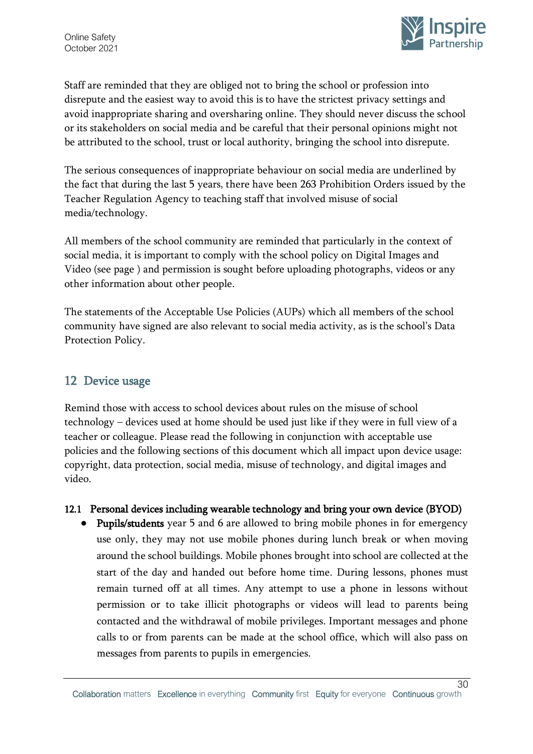Staff are reminded that they are obliged not to bring the school or profession into disrepute and the easiest way to avoid this is to have the strictest privacy settings and avoid inappropriate sharing and oversharing online. They should never discuss the school or its stakeholders on social media and be careful that their personal opinions might not be attributed to the school, trust or local authority, bringing the school into disrepute.

The serious consequences of inappropriate behaviour on social media are underlined by the fact that during the last 5 years, there have been 263 Prohibition Orders issued by the Teacher Regulation Agency to teaching staff that involved misuse of social media/technology.

All members of the school community are reminded that particularly in the context of social media, it is important to comply with the school policy on Digital Images and Video (see page ) and permission is sought before uploading photographs, videos or any other information about other people.

The statements of the Acceptable Use Policies (AUPs) which all members of the school community have signed are also relevant to social media activity, as is the school's Data Protection Policy.

## 12 Device usage

Remind those with access to school devices about rules on the misuse of school technology – devices used at home should be used just like if they were in full view of a teacher or colleague. Please read the following in conjunction with acceptable use policies and the following sections of this document which all impact upon device usage: copyright, data protection, social media, misuse of technology, and digital images and video.

### 12.1 Personal devices including wearable technology and bring your own device (BYOD)

- **Pupils/students** year 5 and 6 are allowed to bring mobile phones in for emergency use only, they may not use mobile phones during lunch break or when moving around the school buildings. Mobile phones brought into school are collected at the start of the day and handed out before home time. During lessons, phones must remain turned off at all times. Any attempt to use a phone in lessons without permission or to take illicit photographs or videos will lead to parents being contacted and the withdrawal of mobile privileges. Important messages and phone calls to or from parents can be made at the school office, which will also pass on messages from parents to pupils in emergencies.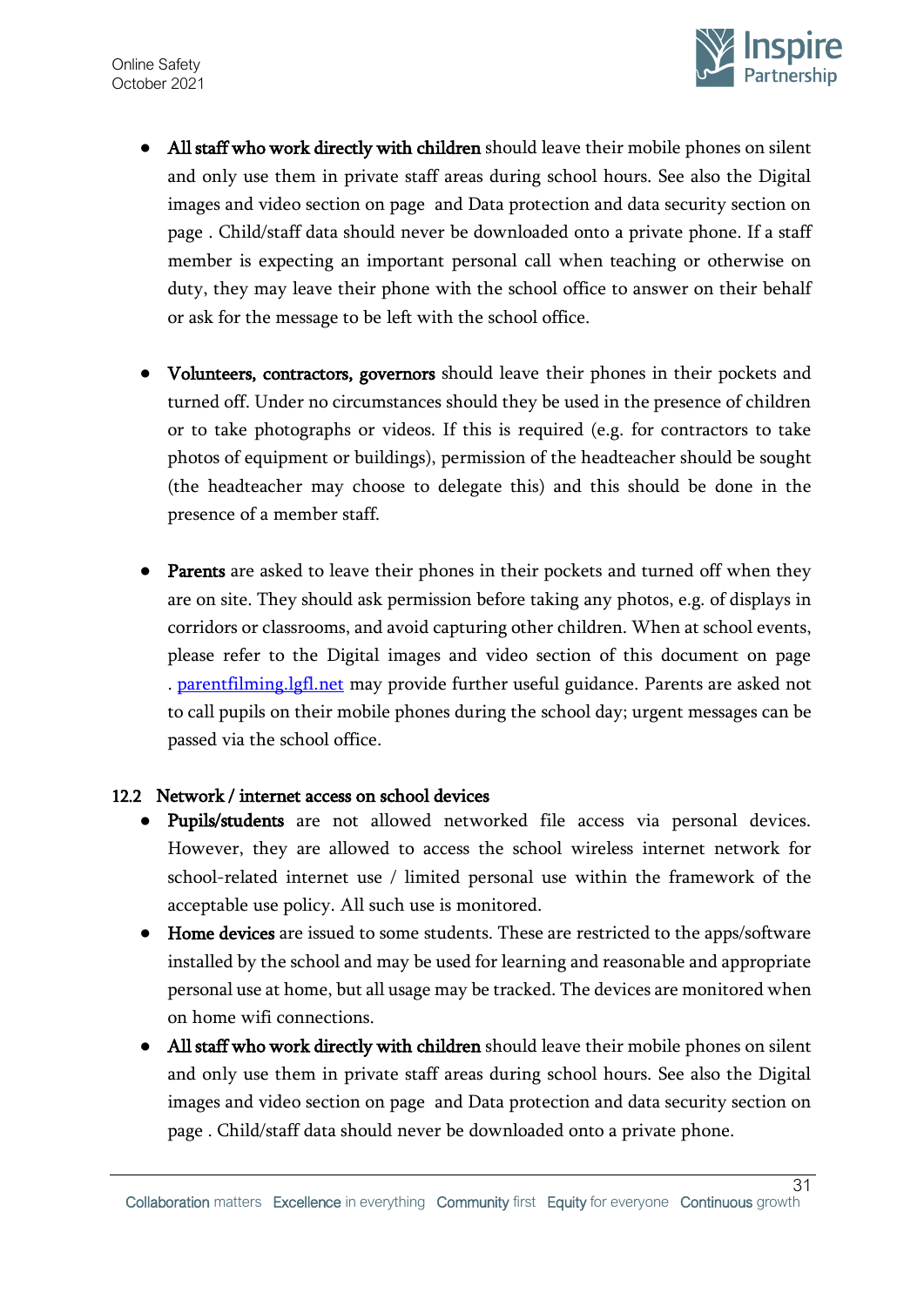- **All staff who work directly with children** should leave their mobile phones on silent and only use them in private staff areas during school hours. See also the Digital images and video section on page  and Data protection and data security section on page . Child/staff data should never be downloaded onto a private phone. If a staff member is expecting an important personal call when teaching or otherwise on duty, they may leave their phone with the school office to answer on their behalf or ask for the message to be left with the school office.

- **Volunteers, contractors, governors** should leave their phones in their pockets and turned off. Under no circumstances should they be used in the presence of children or to take photographs or videos. If this is required (e.g. for contractors to take photos of equipment or buildings), permission of the headteacher should be sought (the headteacher may choose to delegate this) and this should be done in the presence of a member staff.

- **Parents** are asked to leave their phones in their pockets and turned off when they are on site. They should ask permission before taking any photos, e.g. of displays in corridors or classrooms, and avoid capturing other children. When at school events, please refer to the Digital images and video section of this document on page . [parentfilming.lgfl.net](parentfilming.lgfl.net) may provide further useful guidance. Parents are asked not to call pupils on their mobile phones during the school day; urgent messages can be passed via the school office.

### 12.2 Network / internet access on school devices

- **Pupils/students** are not allowed networked file access via personal devices. However, they are allowed to access the school wireless internet network for school-related internet use / limited personal use within the framework of the acceptable use policy. All such use is monitored.
- **Home devices** are issued to some students. These are restricted to the apps/software installed by the school and may be used for learning and reasonable and appropriate personal use at home, but all usage may be tracked. The devices are monitored when on home wifi connections.
- **All staff who work directly with children** should leave their mobile phones on silent and only use them in private staff areas during school hours. See also the Digital images and video section on page  and Data protection and data security section on page . Child/staff data should never be downloaded onto a private phone.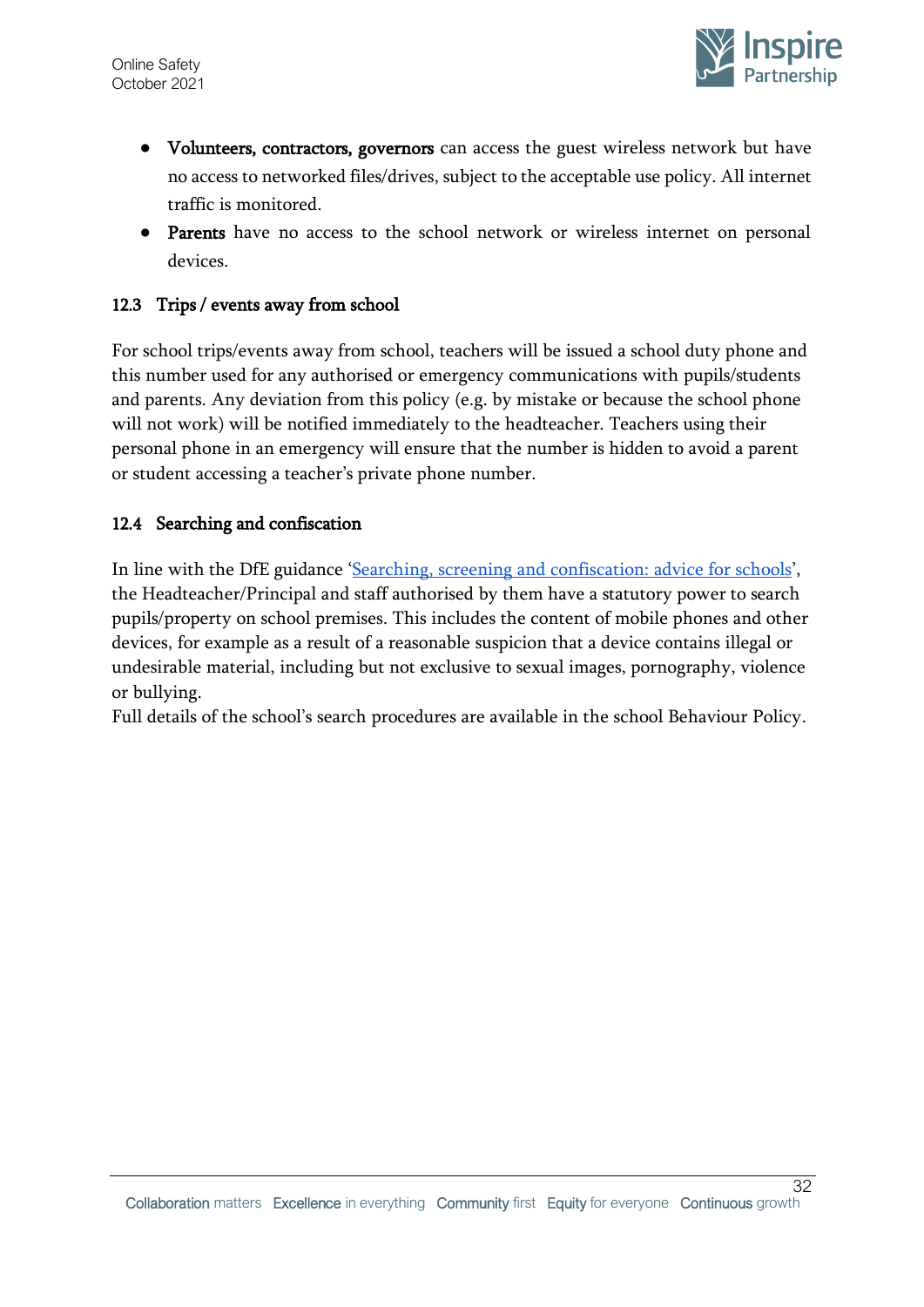- **Volunteers, contractors, governors** can access the guest wireless network but have no access to networked files/drives, subject to the acceptable use policy. All internet traffic is monitored.
- **Parents** have no access to the school network or wireless internet on personal devices.

### 12.3 Trips / events away from school

For school trips/events away from school, teachers will be issued a school duty phone and this number used for any authorised or emergency communications with pupils/students and parents. Any deviation from this policy (e.g. by mistake or because the school phone will not work) will be notified immediately to the headteacher. Teachers using their personal phone in an emergency will ensure that the number is hidden to avoid a parent or student accessing a teacher's private phone number.

### 12.4 Searching and confiscation

In line with the DfE guidance '[Searching, screening and confiscation: advice for schools](Searching, screening and confiscation: advice for schools)', the Headteacher/Principal and staff authorised by them have a statutory power to search pupils/property on school premises. This includes the content of mobile phones and other devices, for example as a result of a reasonable suspicion that a device contains illegal or undesirable material, including but not exclusive to sexual images, pornography, violence or bullying.

Full details of the school's search procedures are available in the school Behaviour Policy.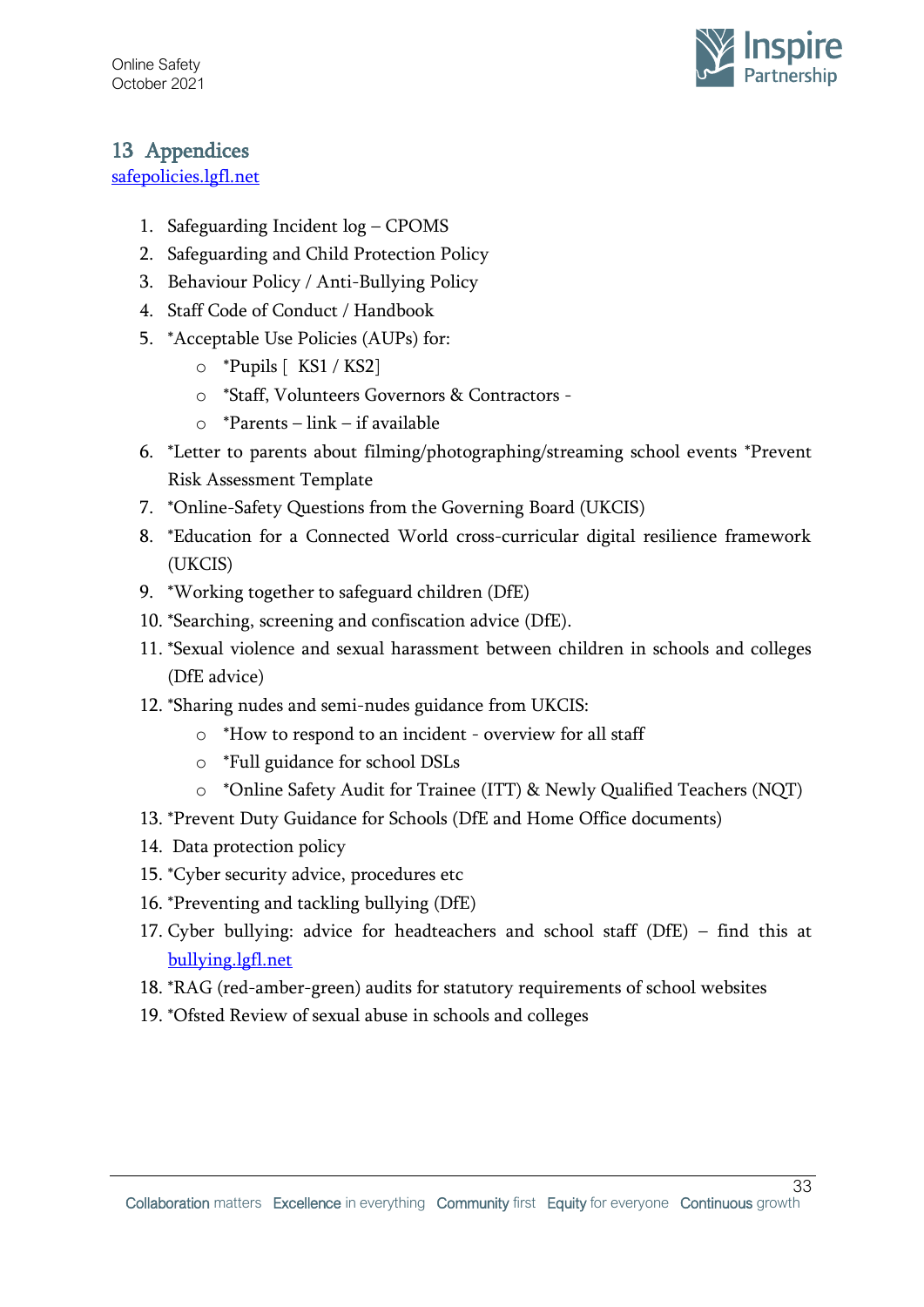## 13 Appendices

[safepolicies.lgfl.net](safepolicies.lgfl.net)

1. Safeguarding Incident log – CPOMS
2. Safeguarding and Child Protection Policy
3. Behaviour Policy / Anti-Bullying Policy
4. Staff Code of Conduct / Handbook
5. *Acceptable Use Policies (AUPs) for:
   - *Pupils [ KS1 / KS2]
   - *Staff, Volunteers Governors & Contractors -
   - *Parents – link – if available
6. *Letter to parents about filming/photographing/streaming school events *Prevent Risk Assessment Template
7. *Online-Safety Questions from the Governing Board (UKCIS)
8. *Education for a Connected World cross-curricular digital resilience framework (UKCIS)
9. *Working together to safeguard children (DfE)
10. *Searching, screening and confiscation advice (DfE).
11. *Sexual violence and sexual harassment between children in schools and colleges (DfE advice)
12. *Sharing nudes and semi-nudes guidance from UKCIS:
    - *How to respond to an incident - overview for all staff
    - *Full guidance for school DSLs
    - *Online Safety Audit for Trainee (ITT) & Newly Qualified Teachers (NQT)
13. *Prevent Duty Guidance for Schools (DfE and Home Office documents)
14. Data protection policy
15. *Cyber security advice, procedures etc
16. *Preventing and tackling bullying (DfE)
17. Cyber bullying: advice for headteachers and school staff (DfE) – find this at [bullying.lgfl.net](bullying.lgfl.net)
18. *RAG (red-amber-green) audits for statutory requirements of school websites
19. *Ofsted Review of sexual abuse in schools and colleges